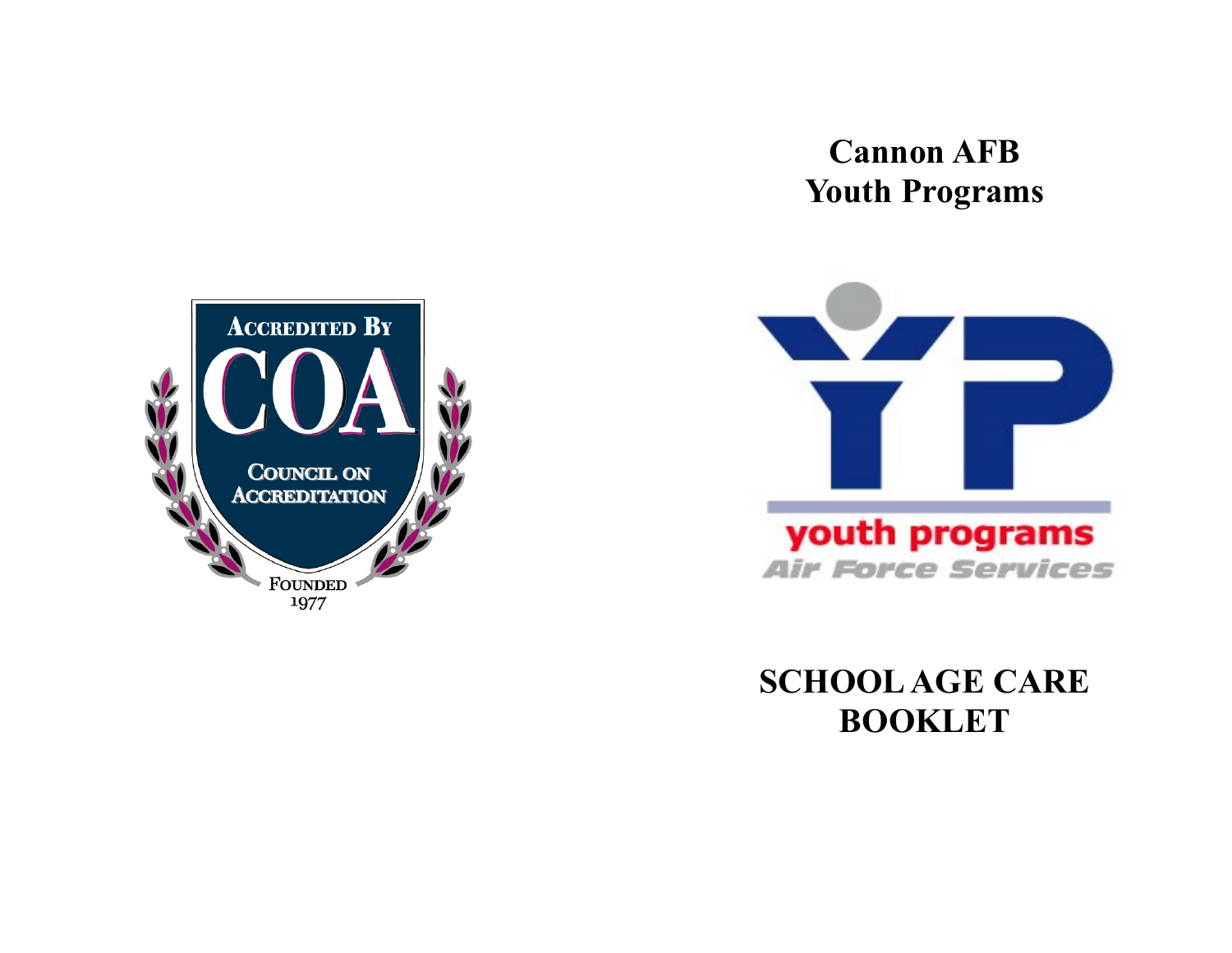# Cannon AFB Youth Programs

Accredited By COA Council on Accreditation Founded 1977

youth programs Air Force Services

# SCHOOL AGE CARE BOOKLET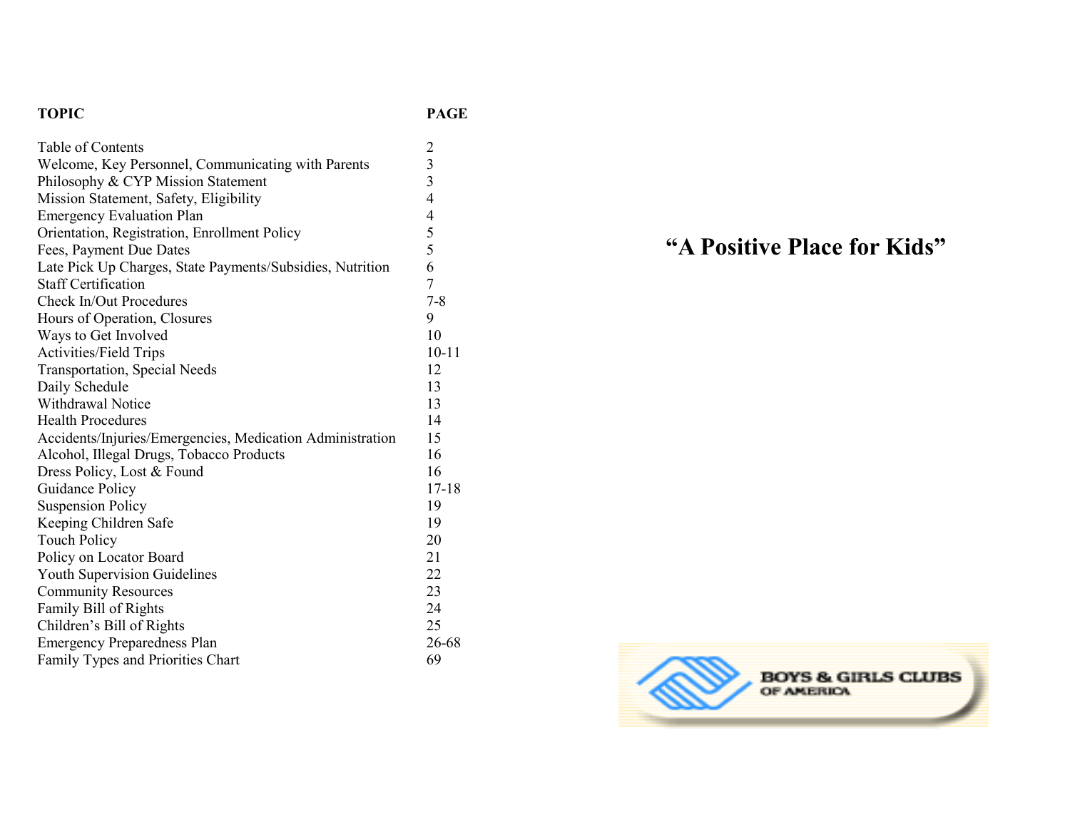| TOPIC | PAGE |
|---|---|
| Table of Contents | 2 |
| Welcome, Key Personnel, Communicating with Parents | 3 |
| Philosophy & CYP Mission Statement | 3 |
| Mission Statement, Safety, Eligibility | 4 |
| Emergency Evaluation Plan | 4 |
| Orientation, Registration, Enrollment Policy | 5 |
| Fees, Payment Due Dates | 5 |
| Late Pick Up Charges, State Payments/Subsidies, Nutrition | 6 |
| Staff Certification | 7 |
| Check In/Out Procedures | 7-8 |
| Hours of Operation, Closures | 9 |
| Ways to Get Involved | 10 |
| Activities/Field Trips | 10-11 |
| Transportation, Special Needs | 12 |
| Daily Schedule | 13 |
| Withdrawal Notice | 13 |
| Health Procedures | 14 |
| Accidents/Injuries/Emergencies, Medication Administration | 15 |
| Alcohol, Illegal Drugs, Tobacco Products | 16 |
| Dress Policy, Lost & Found | 16 |
| Guidance Policy | 17-18 |
| Suspension Policy | 19 |
| Keeping Children Safe | 19 |
| Touch Policy | 20 |
| Policy on Locator Board | 21 |
| Youth Supervision Guidelines | 22 |
| Community Resources | 23 |
| Family Bill of Rights | 24 |
| Children's Bill of Rights | 25 |
| Emergency Preparedness Plan | 26-68 |
| Family Types and Priorities Chart | 69 |

**"A Positive Place for Kids"**

BOYS & GIRLS CLUBS OF AMERICA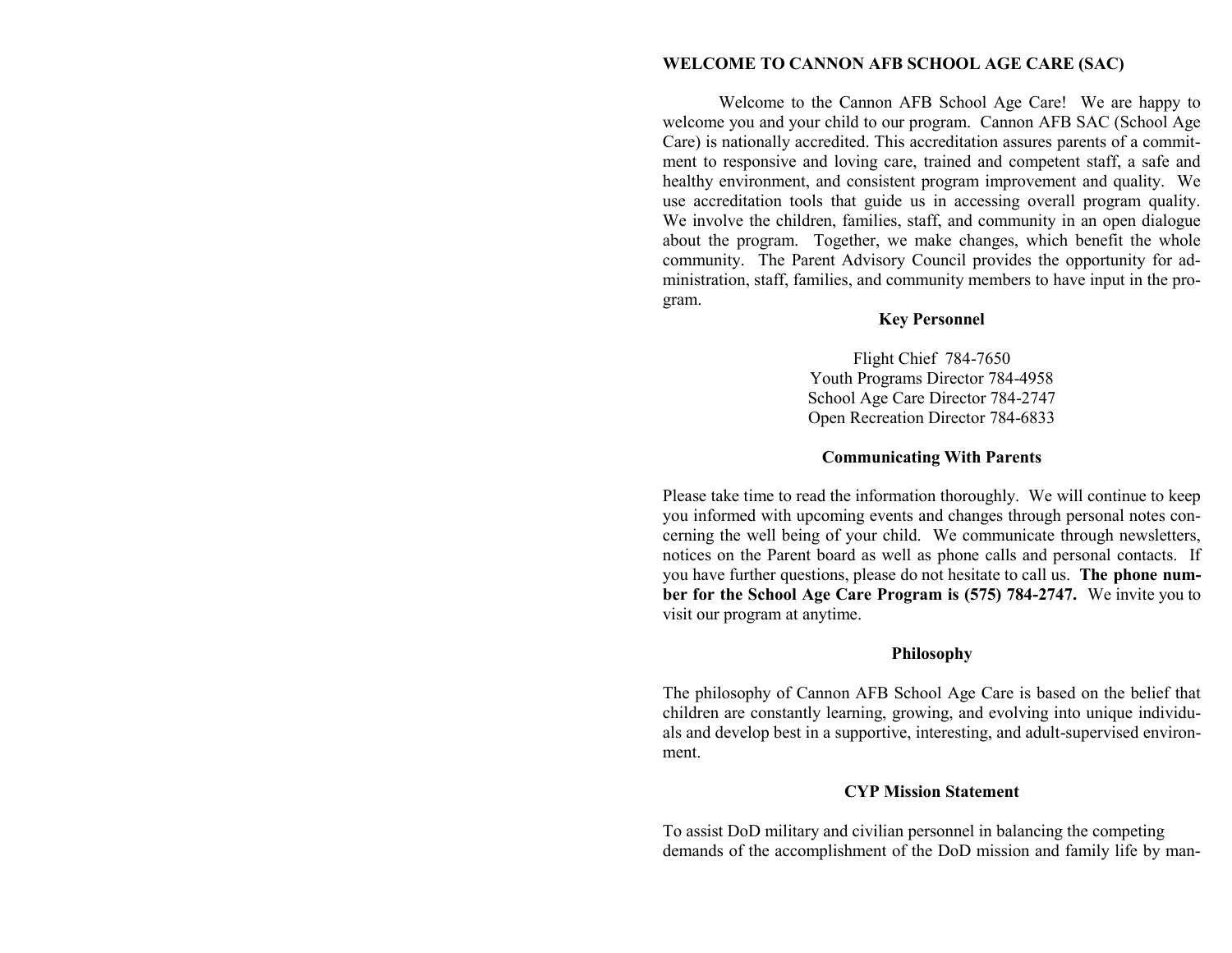## WELCOME TO CANNON AFB SCHOOL AGE CARE (SAC)

Welcome to the Cannon AFB School Age Care! We are happy to welcome you and your child to our program. Cannon AFB SAC (School Age Care) is nationally accredited. This accreditation assures parents of a commitment to responsive and loving care, trained and competent staff, a safe and healthy environment, and consistent program improvement and quality. We use accreditation tools that guide us in accessing overall program quality. We involve the children, families, staff, and community in an open dialogue about the program. Together, we make changes, which benefit the whole community. The Parent Advisory Council provides the opportunity for administration, staff, families, and community members to have input in the program.

### Key Personnel

Flight Chief 784-7650
Youth Programs Director 784-4958
School Age Care Director 784-2747
Open Recreation Director 784-6833

### Communicating With Parents

Please take time to read the information thoroughly. We will continue to keep you informed with upcoming events and changes through personal notes concerning the well being of your child. We communicate through newsletters, notices on the Parent board as well as phone calls and personal contacts. If you have further questions, please do not hesitate to call us. **The phone number for the School Age Care Program is (575) 784-2747.** We invite you to visit our program at anytime.

### Philosophy

The philosophy of Cannon AFB School Age Care is based on the belief that children are constantly learning, growing, and evolving into unique individuals and develop best in a supportive, interesting, and adult-supervised environment.

### CYP Mission Statement

To assist DoD military and civilian personnel in balancing the competing demands of the accomplishment of the DoD mission and family life by man-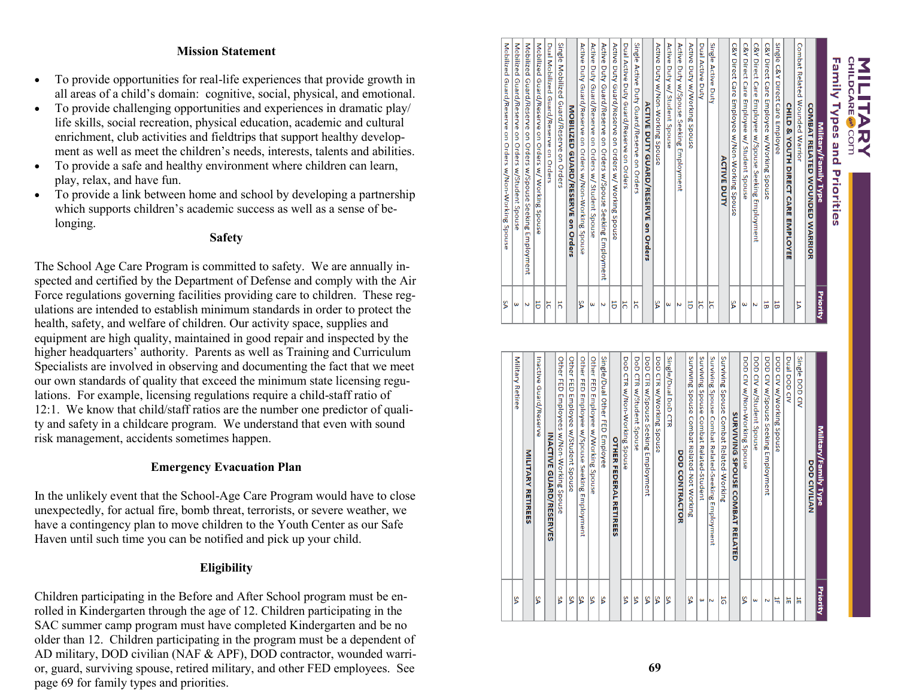**Mission Statement**

- To provide opportunities for real-life experiences that provide growth in all areas of a child's domain: cognitive, social, physical, and emotional.
- To provide challenging opportunities and experiences in dramatic play/ life skills, social recreation, physical education, academic and cultural enrichment, club activities and fieldtrips that support healthy development as well as meet the children's needs, interests, talents and abilities.
- To provide a safe and healthy environment where children can learn, play, relax, and have fun.
- To provide a link between home and school by developing a partnership which supports children's academic success as well as a sense of belonging.

**Safety**

The School Age Care Program is committed to safety. We are annually inspected and certified by the Department of Defense and comply with the Air Force regulations governing facilities providing care to children. These regulations are intended to establish minimum standards in order to protect the health, safety, and welfare of children. Our activity space, supplies and equipment are high quality, maintained in good repair and inspected by the higher headquarters' authority. Parents as well as Training and Curriculum Specialists are involved in observing and documenting the fact that we meet our own standards of quality that exceed the minimum state licensing regulations. For example, licensing regulations require a child-staff ratio of 12:1. We know that child/staff ratios are the number one predictor of quality and safety in a childcare program. We understand that even with sound risk management, accidents sometimes happen.

**Emergency Evacuation Plan**

In the unlikely event that the School-Age Care Program would have to close unexpectedly, for actual fire, bomb threat, terrorists, or severe weather, we have a contingency plan to move children to the Youth Center as our Safe Haven until such time you can be notified and pick up your child.

**Eligibility**

Children participating in the Before and After School program must be enrolled in Kindergarten through the age of 12. Children participating in the SAC summer camp program must have completed Kindergarten and be no older than 12. Children participating in the program must be a dependent of AD military, DOD civilian (NAF & APF), DOD contractor, wounded warrior, guard, surviving spouse, retired military, and other FED employees. See page 69 for family types and priorities.

**MILITARY CHILDCARE.COM**

**Family Types and Priorities**

| Military/Family Type | Priority |
|---|---|
| **COMBAT RELATED WOUNDED WARRIOR** | |
| Combat Related Wounded Warrior | 1A |
| **CHILD & YOUTH DIRECT CARE EMPLOYEE** | |
| Single C&Y Direct Care Employee | 1B |
| C&Y Direct Care Employee w/Working Spouse | 1B |
| C&Y Direct Care Employee w/Spouse Seeking Employment | 2 |
| C&Y Direct Care Employee w/ Student Spouse | 3 |
| C&Y Direct Care Employee w/Non-Working Spouse | SA |
| **ACTIVE DUTY** | |
| Single Active Duty | 1C |
| Dual Active Duty | 1C |
| Active Duty w/Working Spouse | 1D |
| Active Duty w/Spouse Seeking Employment | 2 |
| Active Duty w/ Student Spouse | 3 |
| Active Duty w/Non-Working Spouse | SA |
| **ACTIVE DUTY GUARD/RESERVE on Orders** | |
| Single Active Duty Guard/Reserve on Orders | 1C |
| Dual Active Duty Guard/Reserve on Orders | 1C |
| Active Duty Guard/Reserve on Orders w/ Working Spouse | 1D |
| Active Duty Guard/Reserve on Orders w/Spouse Seeking Employment | 2 |
| Active Duty Guard/Reserve on Orders w/ Student Spouse | 3 |
| Active Duty Guard/Reserve on Orders w/Non-Working Spouse | SA |
| **MOBILIZED GUARD/RESERVE on Orders** | |
| Single Mobilized Guard/Reserve on Orders | 1C |
| Dual Mobilized Guard/Reserve on Orders | 1C |
| Mobilized Guard/Reserve on Orders w/ Working Spouse | 1D |
| Mobilized Guard/Reserve on Orders w/Spouse Seeking Employment | 2 |
| Mobilized Guard/Reserve on Orders w/Student Spouse | 3 |
| Mobilized Guard/Reserve on Orders w/Non-Working Spouse | SA |

| Military/Family Type | Priority |
|---|---|
| **DOD CIVILIAN** | |
| Single DOD CIV | 1E |
| Dual DOD CIV | 1E |
| DOD CIV w/Working Spouse | 1F |
| DOD CIV w/Spouse Seeking Employment | 2 |
| DOD CIV w/Student Spouse | 3 |
| DOD CIV w/Non-Working Spouse | SA |
| **SURVIVING SPOUSE COMBAT RELATED** | |
| Surviving Spouse Combat Related-Working | 1G |
| Surviving Spouse Combat Related-Seeking Employment | 2 |
| Surviving Spouse Combat Related-Student | 3 |
| Surviving Spouse Combat Related-Not Working | SA |
| **DOD CONTRACTOR** | |
| Single/Dual DoD CTR | SA |
| DoD CTR w/Working Spouse | SA |
| DoD CTR w/Spouse Seeking Employment | SA |
| DoD CTR w/Student Spouse | SA |
| DoD CTR w/Non-Working Spouse | SA |
| **OTHER FEDERAL RETIREES** | |
| Single/Dual Other FED Employee | SA |
| Other FED Employee w/Working Spouse | SA |
| Other FED Employee w/Spouse Seeking Employment | SA |
| Other FED Employee w/Student Spouse | SA |
| Other FED Employees w/Non-Working Spouse | SA |
| **INACTIVE GUARD/RESERVES** | |
| Inactive Guard/Reserve | SA |
| **MILITARY RETIREES** | |
| Military Retiree | SA |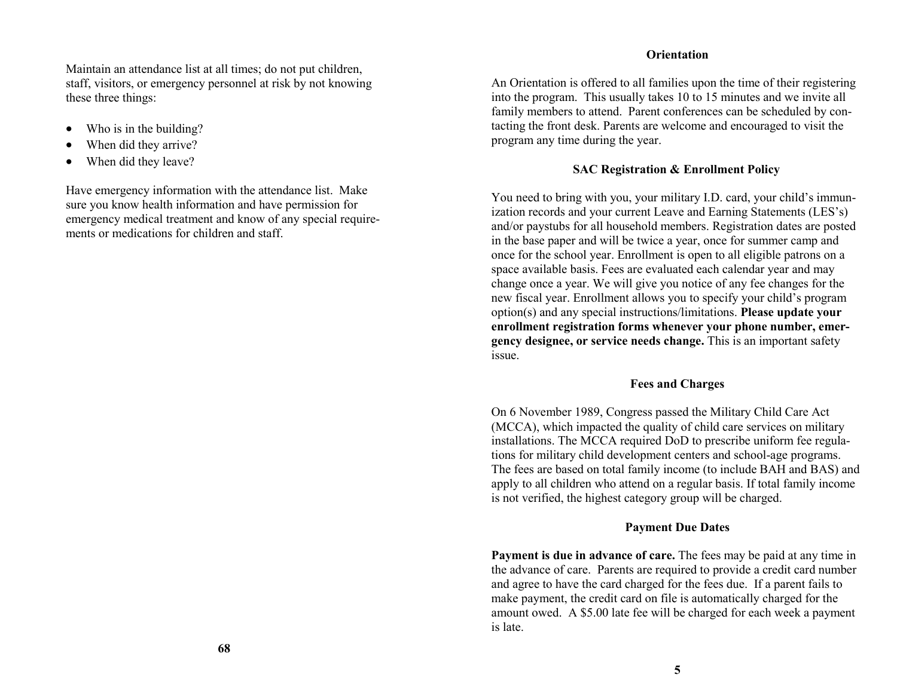Maintain an attendance list at all times; do not put children, staff, visitors, or emergency personnel at risk by not knowing these three things:

- Who is in the building?
- When did they arrive?
- When did they leave?

Have emergency information with the attendance list. Make sure you know health information and have permission for emergency medical treatment and know of any special requirements or medications for children and staff.

### Orientation

An Orientation is offered to all families upon the time of their registering into the program. This usually takes 10 to 15 minutes and we invite all family members to attend. Parent conferences can be scheduled by contacting the front desk. Parents are welcome and encouraged to visit the program any time during the year.

### SAC Registration & Enrollment Policy

You need to bring with you, your military I.D. card, your child's immunization records and your current Leave and Earning Statements (LES's) and/or paystubs for all household members. Registration dates are posted in the base paper and will be twice a year, once for summer camp and once for the school year. Enrollment is open to all eligible patrons on a space available basis. Fees are evaluated each calendar year and may change once a year. We will give you notice of any fee changes for the new fiscal year. Enrollment allows you to specify your child's program option(s) and any special instructions/limitations. **Please update your enrollment registration forms whenever your phone number, emergency designee, or service needs change.** This is an important safety issue.

### Fees and Charges

On 6 November 1989, Congress passed the Military Child Care Act (MCCA), which impacted the quality of child care services on military installations. The MCCA required DoD to prescribe uniform fee regulations for military child development centers and school-age programs. The fees are based on total family income (to include BAH and BAS) and apply to all children who attend on a regular basis. If total family income is not verified, the highest category group will be charged.

### Payment Due Dates

**Payment is due in advance of care.** The fees may be paid at any time in the advance of care. Parents are required to provide a credit card number and agree to have the card charged for the fees due. If a parent fails to make payment, the credit card on file is automatically charged for the amount owed. A $5.00 late fee will be charged for each week a payment is late.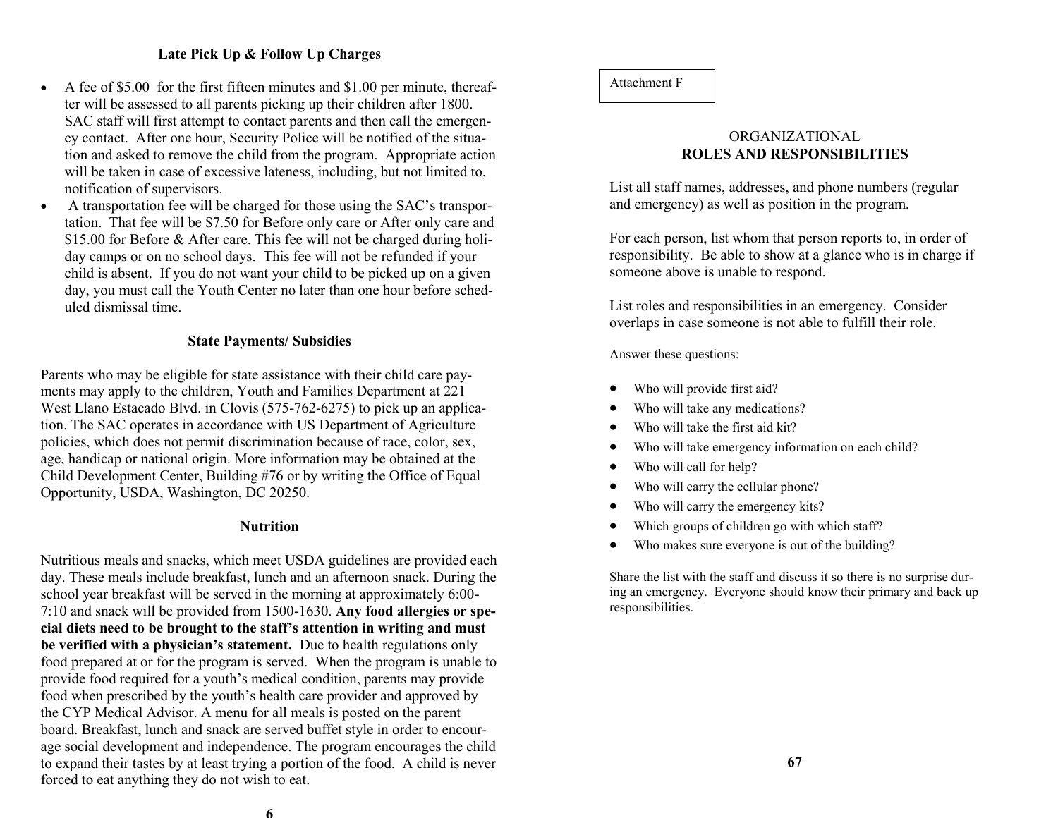## Late Pick Up & Follow Up Charges

- A fee of $5.00 for the first fifteen minutes and $1.00 per minute, thereafter will be assessed to all parents picking up their children after 1800. SAC staff will first attempt to contact parents and then call the emergency contact. After one hour, Security Police will be notified of the situation and asked to remove the child from the program. Appropriate action will be taken in case of excessive lateness, including, but not limited to, notification of supervisors.
- A transportation fee will be charged for those using the SAC's transportation. That fee will be $7.50 for Before only care or After only care and $15.00 for Before & After care. This fee will not be charged during holiday camps or on no school days. This fee will not be refunded if your child is absent. If you do not want your child to be picked up on a given day, you must call the Youth Center no later than one hour before scheduled dismissal time.

## State Payments/ Subsidies

Parents who may be eligible for state assistance with their child care payments may apply to the children, Youth and Families Department at 221 West Llano Estacado Blvd. in Clovis (575-762-6275) to pick up an application. The SAC operates in accordance with US Department of Agriculture policies, which does not permit discrimination because of race, color, sex, age, handicap or national origin. More information may be obtained at the Child Development Center, Building #76 or by writing the Office of Equal Opportunity, USDA, Washington, DC 20250.

## Nutrition

Nutritious meals and snacks, which meet USDA guidelines are provided each day. These meals include breakfast, lunch and an afternoon snack. During the school year breakfast will be served in the morning at approximately 6:00-7:10 and snack will be provided from 1500-1630. **Any food allergies or special diets need to be brought to the staff's attention in writing and must be verified with a physician's statement.** Due to health regulations only food prepared at or for the program is served. When the program is unable to provide food required for a youth's medical condition, parents may provide food when prescribed by the youth's health care provider and approved by the CYP Medical Advisor. A menu for all meals is posted on the parent board. Breakfast, lunch and snack are served buffet style in order to encourage social development and independence. The program encourages the child to expand their tastes by at least trying a portion of the food. A child is never forced to eat anything they do not wish to eat.

Attachment F

## ORGANIZATIONAL
## ROLES AND RESPONSIBILITIES

List all staff names, addresses, and phone numbers (regular and emergency) as well as position in the program.

For each person, list whom that person reports to, in order of responsibility. Be able to show at a glance who is in charge if someone above is unable to respond.

List roles and responsibilities in an emergency. Consider overlaps in case someone is not able to fulfill their role.

Answer these questions:

- Who will provide first aid?
- Who will take any medications?
- Who will take the first aid kit?
- Who will take emergency information on each child?
- Who will call for help?
- Who will carry the cellular phone?
- Who will carry the emergency kits?
- Which groups of children go with which staff?
- Who makes sure everyone is out of the building?

Share the list with the staff and discuss it so there is no surprise during an emergency. Everyone should know their primary and back up responsibilities.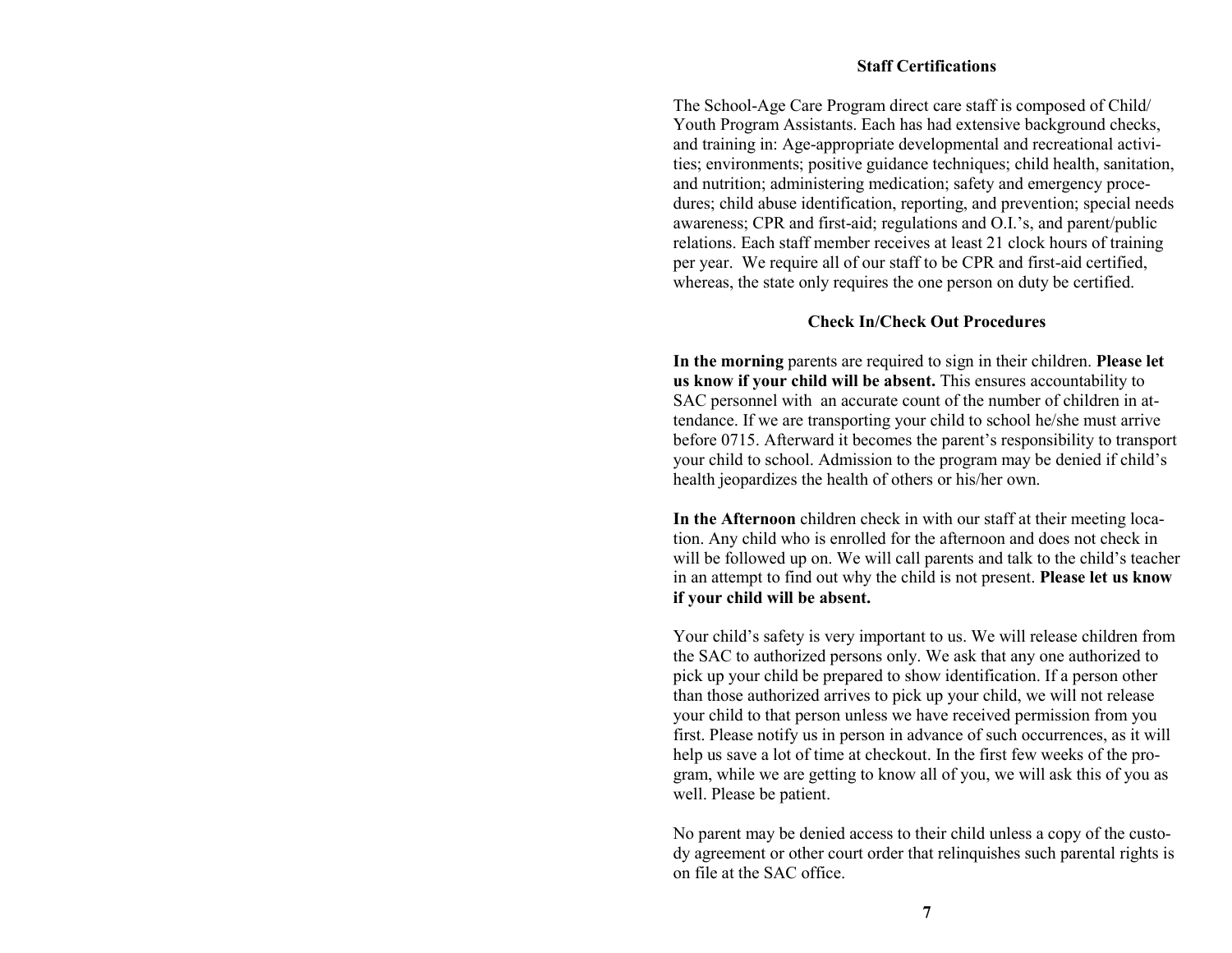## Staff Certifications

The School-Age Care Program direct care staff is composed of Child/Youth Program Assistants. Each has had extensive background checks, and training in: Age-appropriate developmental and recreational activities; environments; positive guidance techniques; child health, sanitation, and nutrition; administering medication; safety and emergency procedures; child abuse identification, reporting, and prevention; special needs awareness; CPR and first-aid; regulations and O.I.'s, and parent/public relations. Each staff member receives at least 21 clock hours of training per year. We require all of our staff to be CPR and first-aid certified, whereas, the state only requires the one person on duty be certified.

## Check In/Check Out Procedures

**In the morning** parents are required to sign in their children. **Please let us know if your child will be absent.** This ensures accountability to SAC personnel with an accurate count of the number of children in attendance. If we are transporting your child to school he/she must arrive before 0715. Afterward it becomes the parent's responsibility to transport your child to school. Admission to the program may be denied if child's health jeopardizes the health of others or his/her own.

**In the Afternoon** children check in with our staff at their meeting location. Any child who is enrolled for the afternoon and does not check in will be followed up on. We will call parents and talk to the child's teacher in an attempt to find out why the child is not present. **Please let us know if your child will be absent.**

Your child's safety is very important to us. We will release children from the SAC to authorized persons only. We ask that any one authorized to pick up your child be prepared to show identification. If a person other than those authorized arrives to pick up your child, we will not release your child to that person unless we have received permission from you first. Please notify us in person in advance of such occurrences, as it will help us save a lot of time at checkout. In the first few weeks of the program, while we are getting to know all of you, we will ask this of you as well. Please be patient.

No parent may be denied access to their child unless a copy of the custody agreement or other court order that relinquishes such parental rights is on file at the SAC office.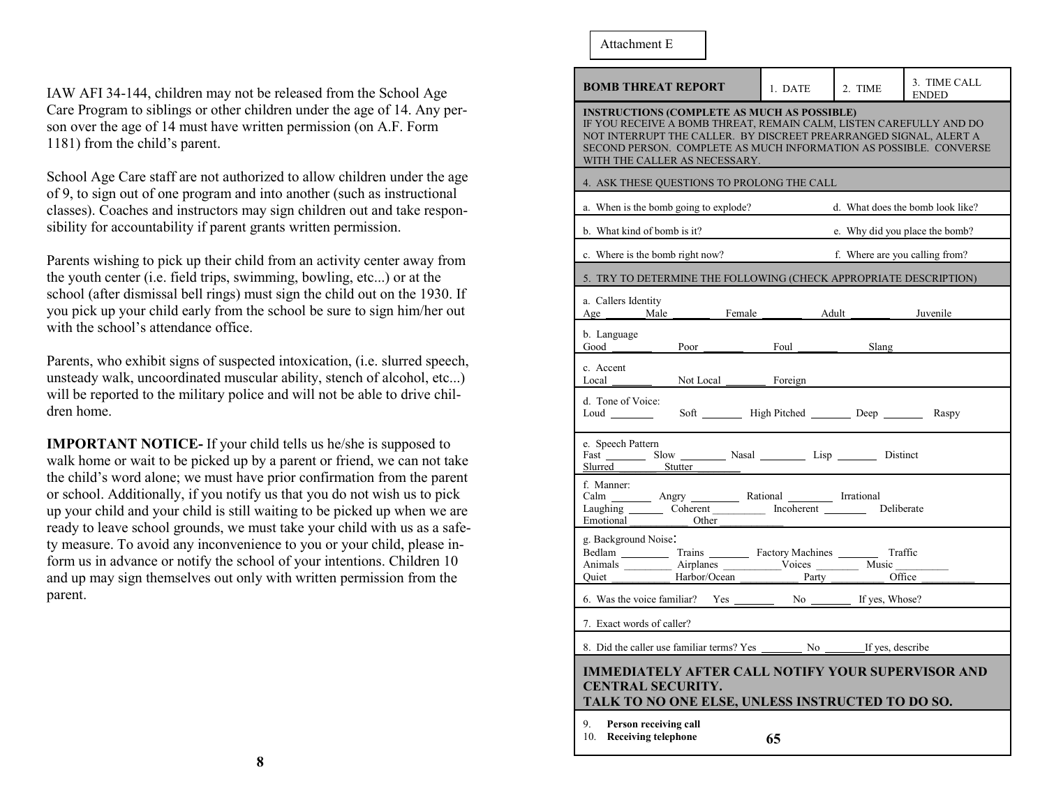IAW AFI 34-144, children may not be released from the School Age Care Program to siblings or other children under the age of 14. Any person over the age of 14 must have written permission (on A.F. Form 1181) from the child's parent.

School Age Care staff are not authorized to allow children under the age of 9, to sign out of one program and into another (such as instructional classes). Coaches and instructors may sign children out and take responsibility for accountability if parent grants written permission.

Parents wishing to pick up their child from an activity center away from the youth center (i.e. field trips, swimming, bowling, etc...) or at the school (after dismissal bell rings) must sign the child out on the 1930. If you pick up your child early from the school be sure to sign him/her out with the school's attendance office.

Parents, who exhibit signs of suspected intoxication, (i.e. slurred speech, unsteady walk, uncoordinated muscular ability, stench of alcohol, etc...) will be reported to the military police and will not be able to drive children home.

**IMPORTANT NOTICE-** If your child tells us he/she is supposed to walk home or wait to be picked up by a parent or friend, we can not take the child's word alone; we must have prior confirmation from the parent or school. Additionally, if you notify us that you do not wish us to pick up your child and your child is still waiting to be picked up when we are ready to leave school grounds, we must take your child with us as a safety measure. To avoid any inconvenience to you or your child, please inform us in advance or notify the school of your intentions. Children 10 and up may sign themselves out only with written permission from the parent.

Attachment E

| **BOMB THREAT REPORT** | 1. DATE | 2. TIME | 3. TIME CALL ENDED |
|---|---|---|---|

**INSTRUCTIONS (COMPLETE AS MUCH AS POSSIBLE)**
IF YOU RECEIVE A BOMB THREAT, REMAIN CALM, LISTEN CAREFULLY AND DO NOT INTERRUPT THE CALLER. BY DISCREET PREARRANGED SIGNAL, ALERT A SECOND PERSON. COMPLETE AS MUCH INFORMATION AS POSSIBLE. CONVERSE WITH THE CALLER AS NECESSARY.

4. ASK THESE QUESTIONS TO PROLONG THE CALL

a. When is the bomb going to explode? d. What does the bomb look like?

b. What kind of bomb is it? e. Why did you place the bomb?

c. Where is the bomb right now? f. Where are you calling from?

5. TRY TO DETERMINE THE FOLLOWING (CHECK APPROPRIATE DESCRIPTION)

a. Callers Identity
Age ______ Male ______ Female ______ Adult ______ Juvenile

b. Language
Good ______ Poor ______ Foul ______ Slang

c. Accent
Local ______ Not Local ______ Foreign

d. Tone of Voice:
Loud ______ Soft ______ High Pitched ______ Deep ______ Raspy

e. Speech Pattern
Fast ______ Slow ______ Nasal ______ Lisp ______ Distinct
Slurred ______ Stutter ______

f. Manner:
Calm ______ Angry ______ Rational ______ Irrational
Laughing ______ Coherent ______ Incoherent ______ Deliberate
Emotional ______ Other ______

g. Background Noise:
Bedlam ______ Trains ______ Factory Machines ______ Traffic
Animals ______ Airplanes ______ Voices ______ Music ______
Quiet ______ Harbor/Ocean ______ Party ______ Office ______

6. Was the voice familiar? Yes ______ No ______ If yes, Whose?

7. Exact words of caller?

8. Did the caller use familiar terms? Yes ______ No ______ If yes, describe

**IMMEDIATELY AFTER CALL NOTIFY YOUR SUPERVISOR AND CENTRAL SECURITY.**
**TALK TO NO ONE ELSE, UNLESS INSTRUCTED TO DO SO.**

9. **Person receiving call**
10. **Receiving telephone**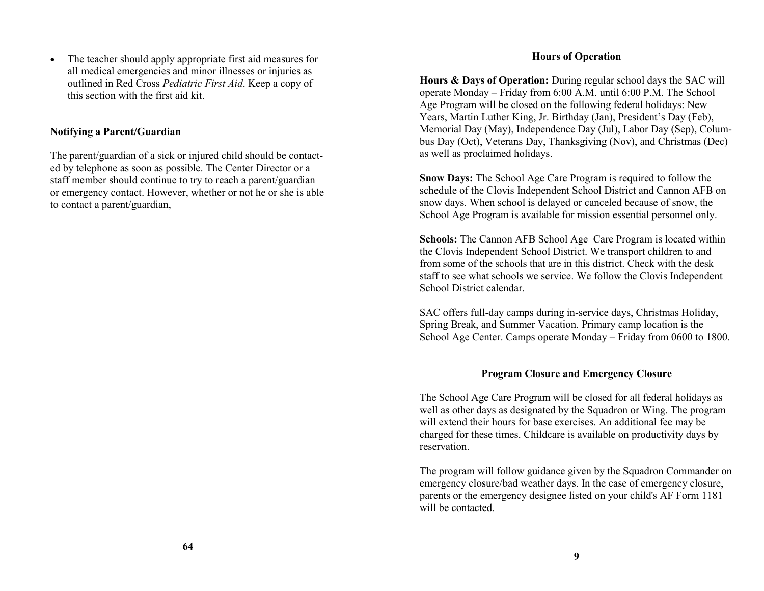- The teacher should apply appropriate first aid measures for all medical emergencies and minor illnesses or injuries as outlined in Red Cross *Pediatric First Aid*. Keep a copy of this section with the first aid kit.

### Notifying a Parent/Guardian

The parent/guardian of a sick or injured child should be contacted by telephone as soon as possible. The Center Director or a staff member should continue to try to reach a parent/guardian or emergency contact. However, whether or not he or she is able to contact a parent/guardian,

## Hours of Operation

**Hours & Days of Operation:** During regular school days the SAC will operate Monday – Friday from 6:00 A.M. until 6:00 P.M. The School Age Program will be closed on the following federal holidays: New Years, Martin Luther King, Jr. Birthday (Jan), President's Day (Feb), Memorial Day (May), Independence Day (Jul), Labor Day (Sep), Columbus Day (Oct), Veterans Day, Thanksgiving (Nov), and Christmas (Dec) as well as proclaimed holidays.

**Snow Days:** The School Age Care Program is required to follow the schedule of the Clovis Independent School District and Cannon AFB on snow days. When school is delayed or canceled because of snow, the School Age Program is available for mission essential personnel only.

**Schools:** The Cannon AFB School Age Care Program is located within the Clovis Independent School District. We transport children to and from some of the schools that are in this district. Check with the desk staff to see what schools we service. We follow the Clovis Independent School District calendar.

SAC offers full-day camps during in-service days, Christmas Holiday, Spring Break, and Summer Vacation. Primary camp location is the School Age Center. Camps operate Monday – Friday from 0600 to 1800.

## Program Closure and Emergency Closure

The School Age Care Program will be closed for all federal holidays as well as other days as designated by the Squadron or Wing. The program will extend their hours for base exercises. An additional fee may be charged for these times. Childcare is available on productivity days by reservation.

The program will follow guidance given by the Squadron Commander on emergency closure/bad weather days. In the case of emergency closure, parents or the emergency designee listed on your child's AF Form 1181 will be contacted.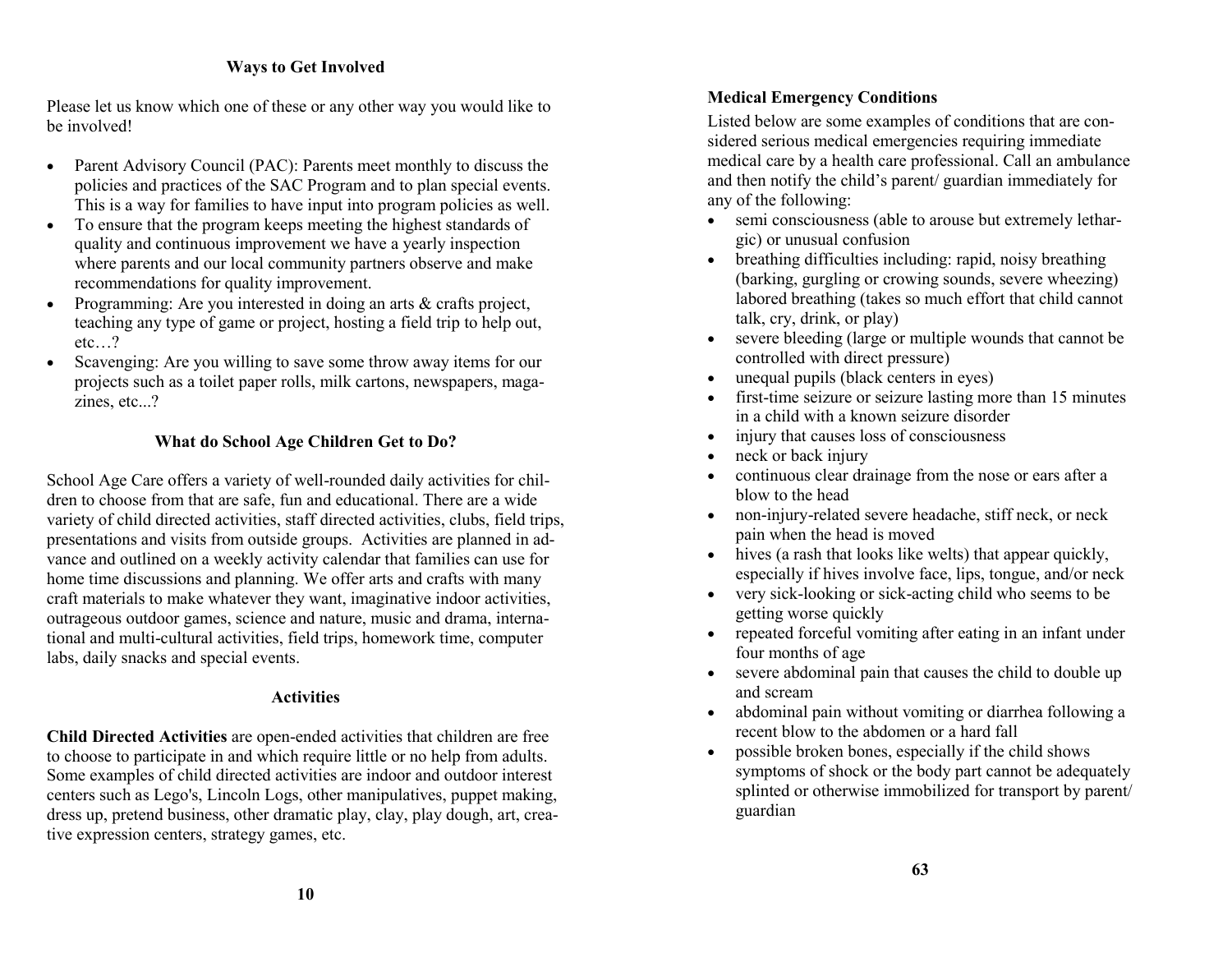### Ways to Get Involved

Please let us know which one of these or any other way you would like to be involved!

- Parent Advisory Council (PAC): Parents meet monthly to discuss the policies and practices of the SAC Program and to plan special events. This is a way for families to have input into program policies as well.
- To ensure that the program keeps meeting the highest standards of quality and continuous improvement we have a yearly inspection where parents and our local community partners observe and make recommendations for quality improvement.
- Programming: Are you interested in doing an arts & crafts project, teaching any type of game or project, hosting a field trip to help out, etc…?
- Scavenging: Are you willing to save some throw away items for our projects such as a toilet paper rolls, milk cartons, newspapers, magazines, etc...?

### What do School Age Children Get to Do?

School Age Care offers a variety of well-rounded daily activities for children to choose from that are safe, fun and educational. There are a wide variety of child directed activities, staff directed activities, clubs, field trips, presentations and visits from outside groups. Activities are planned in advance and outlined on a weekly activity calendar that families can use for home time discussions and planning. We offer arts and crafts with many craft materials to make whatever they want, imaginative indoor activities, outrageous outdoor games, science and nature, music and drama, international and multi-cultural activities, field trips, homework time, computer labs, daily snacks and special events.

### Activities

**Child Directed Activities** are open-ended activities that children are free to choose to participate in and which require little or no help from adults. Some examples of child directed activities are indoor and outdoor interest centers such as Lego's, Lincoln Logs, other manipulatives, puppet making, dress up, pretend business, other dramatic play, clay, play dough, art, creative expression centers, strategy games, etc.

### Medical Emergency Conditions

Listed below are some examples of conditions that are considered serious medical emergencies requiring immediate medical care by a health care professional. Call an ambulance and then notify the child's parent/ guardian immediately for any of the following:

- semi consciousness (able to arouse but extremely lethargic) or unusual confusion
- breathing difficulties including: rapid, noisy breathing (barking, gurgling or crowing sounds, severe wheezing) labored breathing (takes so much effort that child cannot talk, cry, drink, or play)
- severe bleeding (large or multiple wounds that cannot be controlled with direct pressure)
- unequal pupils (black centers in eyes)
- first-time seizure or seizure lasting more than 15 minutes in a child with a known seizure disorder
- injury that causes loss of consciousness
- neck or back injury
- continuous clear drainage from the nose or ears after a blow to the head
- non-injury-related severe headache, stiff neck, or neck pain when the head is moved
- hives (a rash that looks like welts) that appear quickly, especially if hives involve face, lips, tongue, and/or neck
- very sick-looking or sick-acting child who seems to be getting worse quickly
- repeated forceful vomiting after eating in an infant under four months of age
- severe abdominal pain that causes the child to double up and scream
- abdominal pain without vomiting or diarrhea following a recent blow to the abdomen or a hard fall
- possible broken bones, especially if the child shows symptoms of shock or the body part cannot be adequately splinted or otherwise immobilized for transport by parent/ guardian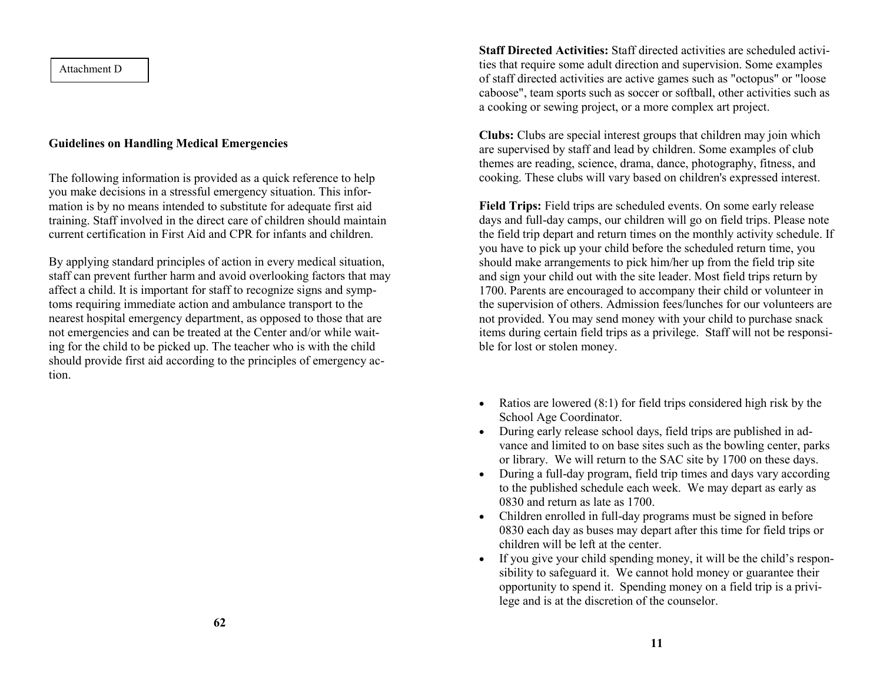Attachment D

## Guidelines on Handling Medical Emergencies

The following information is provided as a quick reference to help you make decisions in a stressful emergency situation. This information is by no means intended to substitute for adequate first aid training. Staff involved in the direct care of children should maintain current certification in First Aid and CPR for infants and children.

By applying standard principles of action in every medical situation, staff can prevent further harm and avoid overlooking factors that may affect a child. It is important for staff to recognize signs and symptoms requiring immediate action and ambulance transport to the nearest hospital emergency department, as opposed to those that are not emergencies and can be treated at the Center and/or while waiting for the child to be picked up. The teacher who is with the child should provide first aid according to the principles of emergency action.

**Staff Directed Activities:** Staff directed activities are scheduled activities that require some adult direction and supervision. Some examples of staff directed activities are active games such as "octopus" or "loose caboose", team sports such as soccer or softball, other activities such as a cooking or sewing project, or a more complex art project.

**Clubs:** Clubs are special interest groups that children may join which are supervised by staff and lead by children. Some examples of club themes are reading, science, drama, dance, photography, fitness, and cooking. These clubs will vary based on children's expressed interest.

**Field Trips:** Field trips are scheduled events. On some early release days and full-day camps, our children will go on field trips. Please note the field trip depart and return times on the monthly activity schedule. If you have to pick up your child before the scheduled return time, you should make arrangements to pick him/her up from the field trip site and sign your child out with the site leader. Most field trips return by 1700. Parents are encouraged to accompany their child or volunteer in the supervision of others. Admission fees/lunches for our volunteers are not provided. You may send money with your child to purchase snack items during certain field trips as a privilege. Staff will not be responsible for lost or stolen money.

- Ratios are lowered (8:1) for field trips considered high risk by the School Age Coordinator.
- During early release school days, field trips are published in advance and limited to on base sites such as the bowling center, parks or library. We will return to the SAC site by 1700 on these days.
- During a full-day program, field trip times and days vary according to the published schedule each week. We may depart as early as 0830 and return as late as 1700.
- Children enrolled in full-day programs must be signed in before 0830 each day as buses may depart after this time for field trips or children will be left at the center.
- If you give your child spending money, it will be the child's responsibility to safeguard it. We cannot hold money or guarantee their opportunity to spend it. Spending money on a field trip is a privilege and is at the discretion of the counselor.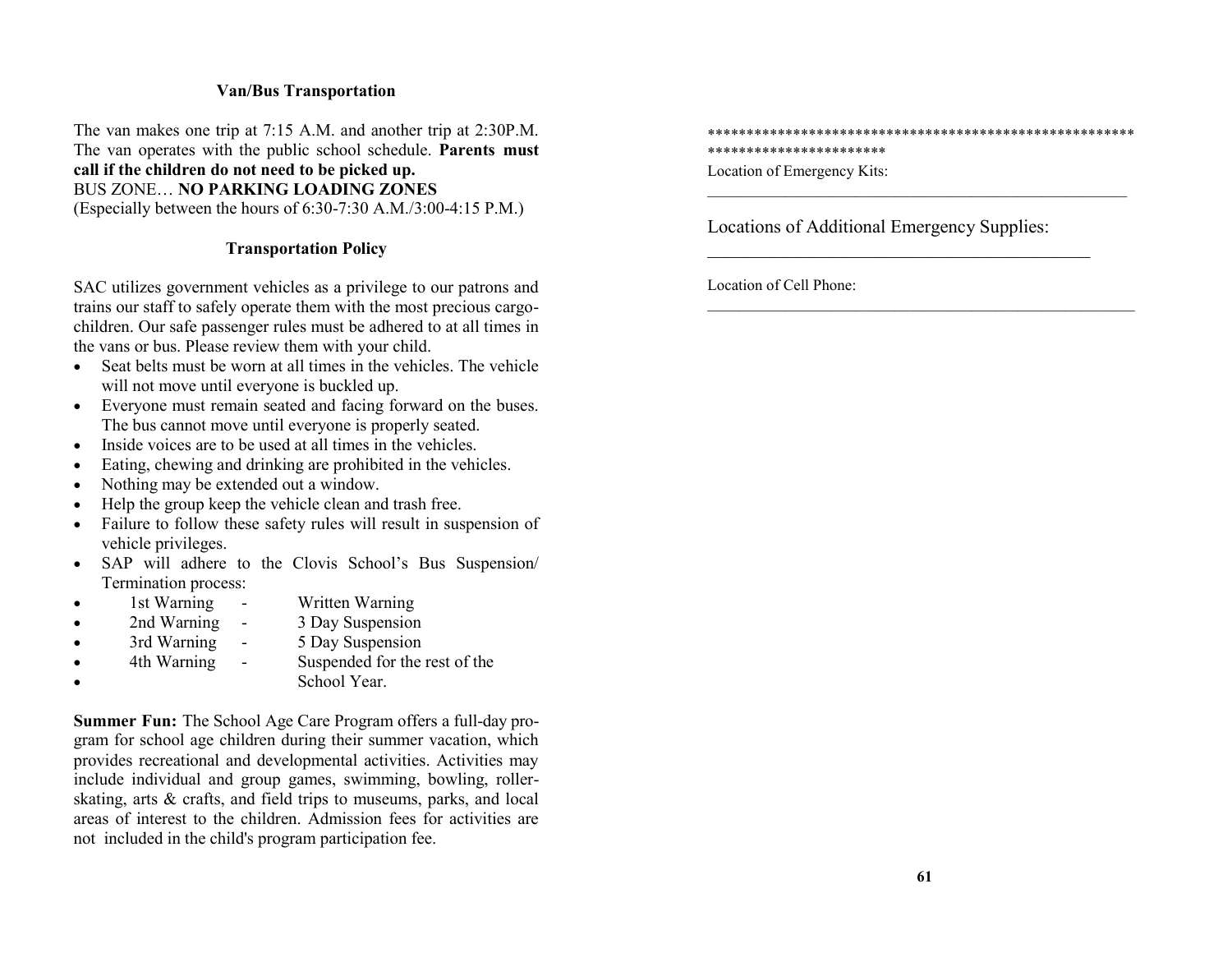### Van/Bus Transportation

The van makes one trip at 7:15 A.M. and another trip at 2:30P.M. The van operates with the public school schedule. **Parents must call if the children do not need to be picked up.**
BUS ZONE… **NO PARKING LOADING ZONES**
(Especially between the hours of 6:30-7:30 A.M./3:00-4:15 P.M.)

### Transportation Policy

SAC utilizes government vehicles as a privilege to our patrons and trains our staff to safely operate them with the most precious cargo-children. Our safe passenger rules must be adhered to at all times in the vans or bus. Please review them with your child.

- Seat belts must be worn at all times in the vehicles. The vehicle will not move until everyone is buckled up.
- Everyone must remain seated and facing forward on the buses. The bus cannot move until everyone is properly seated.
- Inside voices are to be used at all times in the vehicles.
- Eating, chewing and drinking are prohibited in the vehicles.
- Nothing may be extended out a window.
- Help the group keep the vehicle clean and trash free.
- Failure to follow these safety rules will result in suspension of vehicle privileges.
- SAP will adhere to the Clovis School's Bus Suspension/ Termination process:
- 1st Warning - Written Warning
- 2nd Warning - 3 Day Suspension
- 3rd Warning - 5 Day Suspension
- 4th Warning - Suspended for the rest of the
- School Year.

**Summer Fun:** The School Age Care Program offers a full-day program for school age children during their summer vacation, which provides recreational and developmental activities. Activities may include individual and group games, swimming, bowling, roller-skating, arts & crafts, and field trips to museums, parks, and local areas of interest to the children. Admission fees for activities are not included in the child's program participation fee.

*******************************************************************************

Location of Emergency Kits:

______________________________________________________

Locations of Additional Emergency Supplies:

______________________________________________

Location of Cell Phone:

______________________________________________________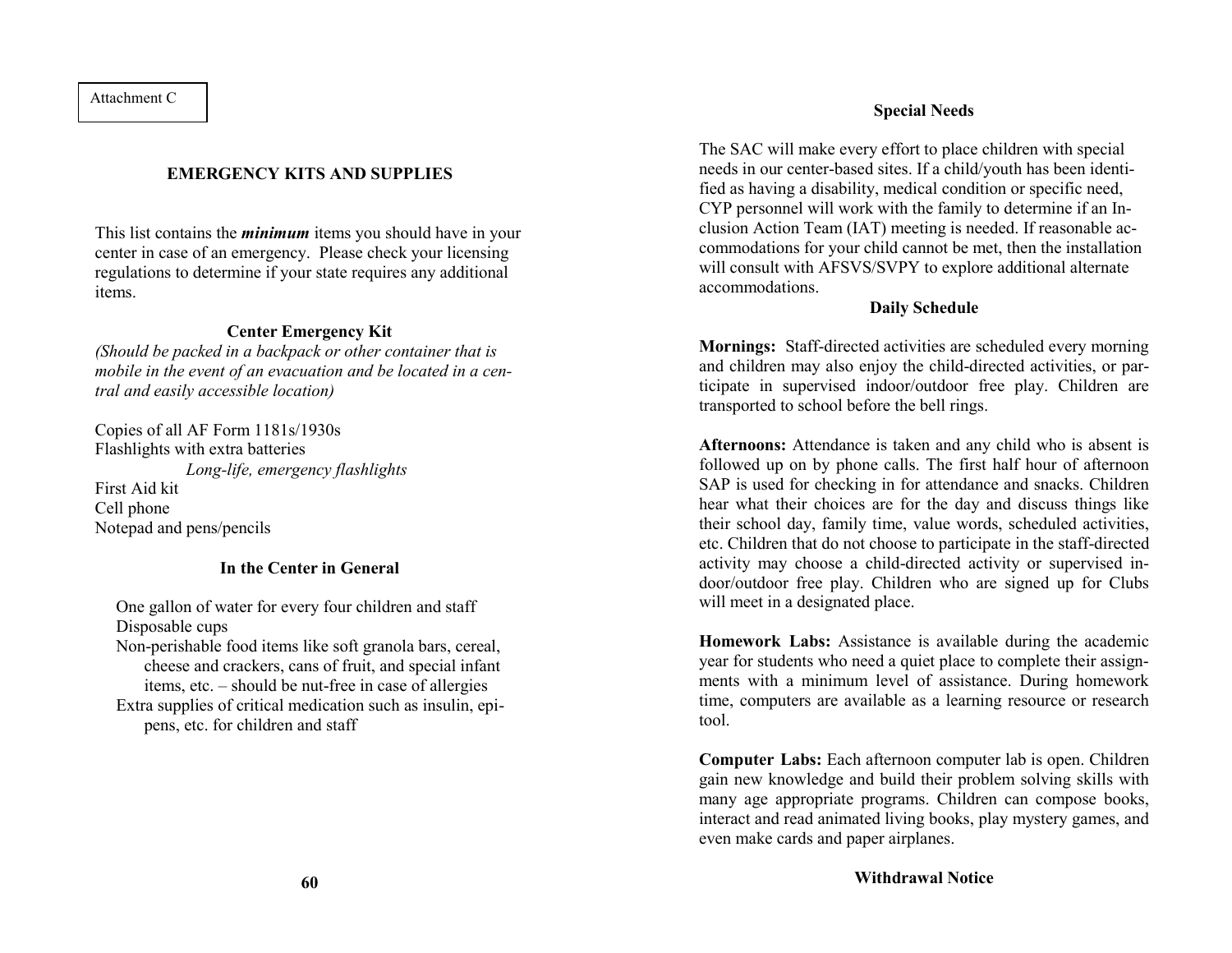Attachment C

## EMERGENCY KITS AND SUPPLIES

This list contains the ***minimum*** items you should have in your center in case of an emergency. Please check your licensing regulations to determine if your state requires any additional items.

### Center Emergency Kit

*(Should be packed in a backpack or other container that is mobile in the event of an evacuation and be located in a central and easily accessible location)*

Copies of all AF Form 1181s/1930s
Flashlights with extra batteries
*Long-life, emergency flashlights*
First Aid kit
Cell phone
Notepad and pens/pencils

### In the Center in General

- One gallon of water for every four children and staff
- Disposable cups
- Non-perishable food items like soft granola bars, cereal, cheese and crackers, cans of fruit, and special infant items, etc. – should be nut-free in case of allergies
- Extra supplies of critical medication such as insulin, epi-pens, etc. for children and staff

### Special Needs

The SAC will make every effort to place children with special needs in our center-based sites. If a child/youth has been identified as having a disability, medical condition or specific need, CYP personnel will work with the family to determine if an Inclusion Action Team (IAT) meeting is needed. If reasonable accommodations for your child cannot be met, then the installation will consult with AFSVS/SVPY to explore additional alternate accommodations.

### Daily Schedule

**Mornings:** Staff-directed activities are scheduled every morning and children may also enjoy the child-directed activities, or participate in supervised indoor/outdoor free play. Children are transported to school before the bell rings.

**Afternoons:** Attendance is taken and any child who is absent is followed up on by phone calls. The first half hour of afternoon SAP is used for checking in for attendance and snacks. Children hear what their choices are for the day and discuss things like their school day, family time, value words, scheduled activities, etc. Children that do not choose to participate in the staff-directed activity may choose a child-directed activity or supervised indoor/outdoor free play. Children who are signed up for Clubs will meet in a designated place.

**Homework Labs:** Assistance is available during the academic year for students who need a quiet place to complete their assignments with a minimum level of assistance. During homework time, computers are available as a learning resource or research tool.

**Computer Labs:** Each afternoon computer lab is open. Children gain new knowledge and build their problem solving skills with many age appropriate programs. Children can compose books, interact and read animated living books, play mystery games, and even make cards and paper airplanes.

### Withdrawal Notice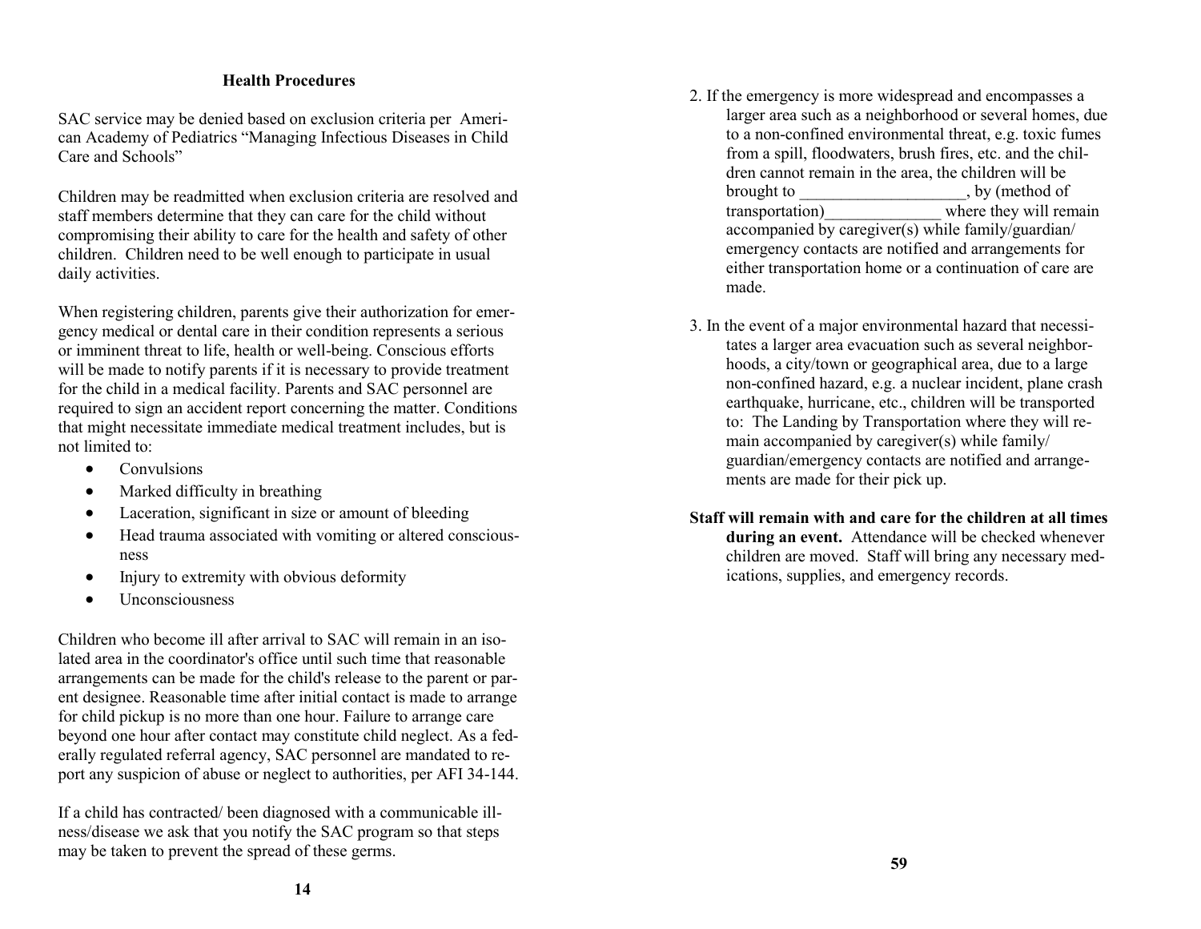## Health Procedures

SAC service may be denied based on exclusion criteria per American Academy of Pediatrics "Managing Infectious Diseases in Child Care and Schools"

Children may be readmitted when exclusion criteria are resolved and staff members determine that they can care for the child without compromising their ability to care for the health and safety of other children. Children need to be well enough to participate in usual daily activities.

When registering children, parents give their authorization for emergency medical or dental care in their condition represents a serious or imminent threat to life, health or well-being. Conscious efforts will be made to notify parents if it is necessary to provide treatment for the child in a medical facility. Parents and SAC personnel are required to sign an accident report concerning the matter. Conditions that might necessitate immediate medical treatment includes, but is not limited to:

- Convulsions
- Marked difficulty in breathing
- Laceration, significant in size or amount of bleeding
- Head trauma associated with vomiting or altered consciousness
- Injury to extremity with obvious deformity
- Unconsciousness

Children who become ill after arrival to SAC will remain in an isolated area in the coordinator's office until such time that reasonable arrangements can be made for the child's release to the parent or parent designee. Reasonable time after initial contact is made to arrange for child pickup is no more than one hour. Failure to arrange care beyond one hour after contact may constitute child neglect. As a federally regulated referral agency, SAC personnel are mandated to report any suspicion of abuse or neglect to authorities, per AFI 34-144.

If a child has contracted/ been diagnosed with a communicable illness/disease we ask that you notify the SAC program so that steps may be taken to prevent the spread of these germs.

2. If the emergency is more widespread and encompasses a larger area such as a neighborhood or several homes, due to a non-confined environmental threat, e.g. toxic fumes from a spill, floodwaters, brush fires, etc. and the children cannot remain in the area, the children will be brought to ___________________, by (method of transportation)______________ where they will remain accompanied by caregiver(s) while family/guardian/ emergency contacts are notified and arrangements for either transportation home or a continuation of care are made.

3. In the event of a major environmental hazard that necessitates a larger area evacuation such as several neighborhoods, a city/town or geographical area, due to a large non-confined hazard, e.g. a nuclear incident, plane crash earthquake, hurricane, etc., children will be transported to: The Landing by Transportation where they will remain accompanied by caregiver(s) while family/ guardian/emergency contacts are notified and arrangements are made for their pick up.

**Staff will remain with and care for the children at all times during an event.** Attendance will be checked whenever children are moved. Staff will bring any necessary medications, supplies, and emergency records.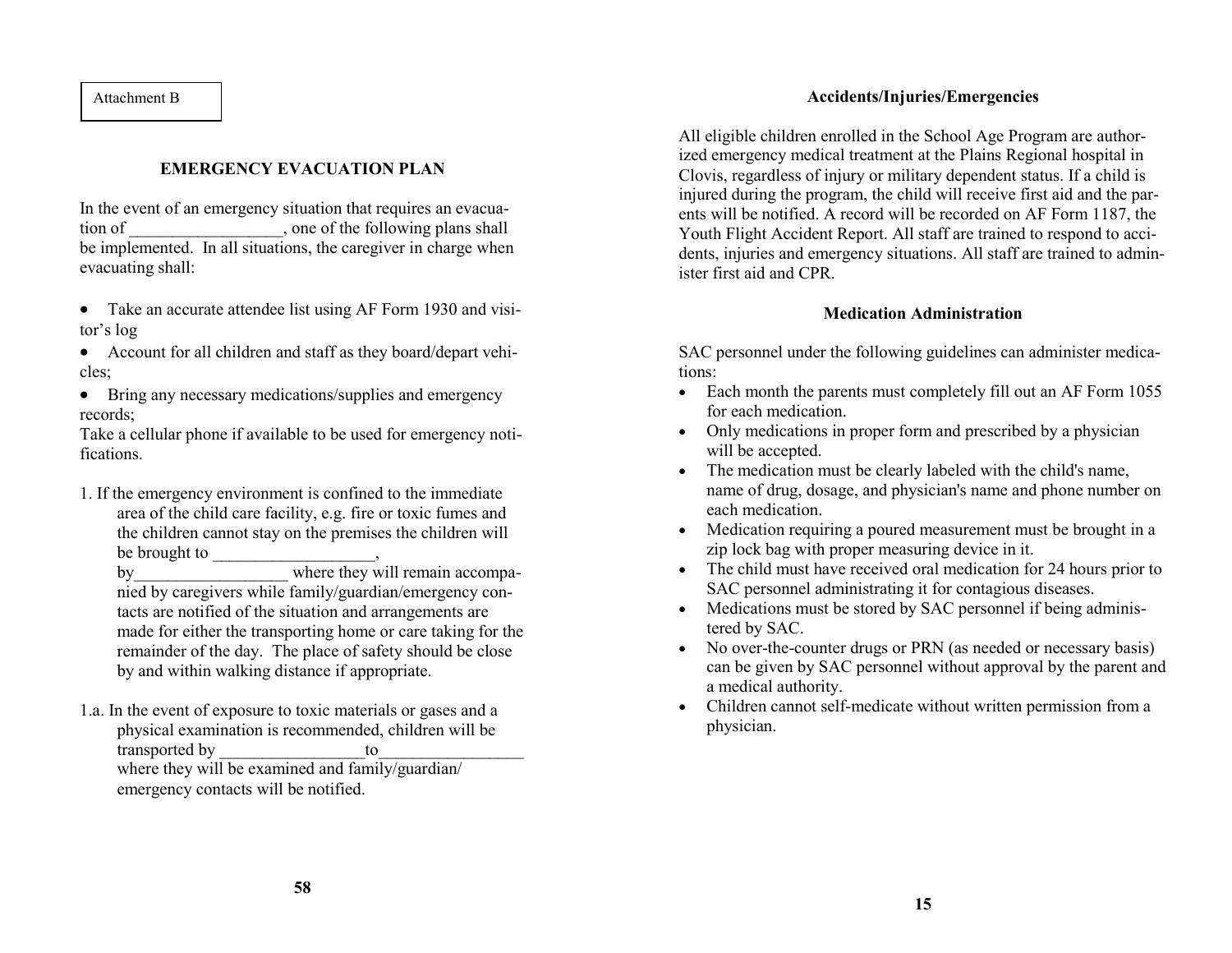Attachment B

## EMERGENCY EVACUATION PLAN

In the event of an emergency situation that requires an evacuation of __________________, one of the following plans shall be implemented. In all situations, the caregiver in charge when evacuating shall:

- Take an accurate attendee list using AF Form 1930 and visitor's log
- Account for all children and staff as they board/depart vehicles;
- Bring any necessary medications/supplies and emergency records;

Take a cellular phone if available to be used for emergency notifications.

1. If the emergency environment is confined to the immediate area of the child care facility, e.g. fire or toxic fumes and the children cannot stay on the premises the children will be brought to ___________________, by__________________ where they will remain accompanied by caregivers while family/guardian/emergency contacts are notified of the situation and arrangements are made for either the transporting home or care taking for the remainder of the day. The place of safety should be close by and within walking distance if appropriate.

1.a. In the event of exposure to toxic materials or gases and a physical examination is recommended, children will be transported by _________________to_________________ where they will be examined and family/guardian/ emergency contacts will be notified.

## Accidents/Injuries/Emergencies

All eligible children enrolled in the School Age Program are authorized emergency medical treatment at the Plains Regional hospital in Clovis, regardless of injury or military dependent status. If a child is injured during the program, the child will receive first aid and the parents will be notified. A record will be recorded on AF Form 1187, the Youth Flight Accident Report. All staff are trained to respond to accidents, injuries and emergency situations. All staff are trained to administer first aid and CPR.

## Medication Administration

SAC personnel under the following guidelines can administer medications:

- Each month the parents must completely fill out an AF Form 1055 for each medication.
- Only medications in proper form and prescribed by a physician will be accepted.
- The medication must be clearly labeled with the child's name, name of drug, dosage, and physician's name and phone number on each medication.
- Medication requiring a poured measurement must be brought in a zip lock bag with proper measuring device in it.
- The child must have received oral medication for 24 hours prior to SAC personnel administrating it for contagious diseases.
- Medications must be stored by SAC personnel if being administered by SAC.
- No over-the-counter drugs or PRN (as needed or necessary basis) can be given by SAC personnel without approval by the parent and a medical authority.
- Children cannot self-medicate without written permission from a physician.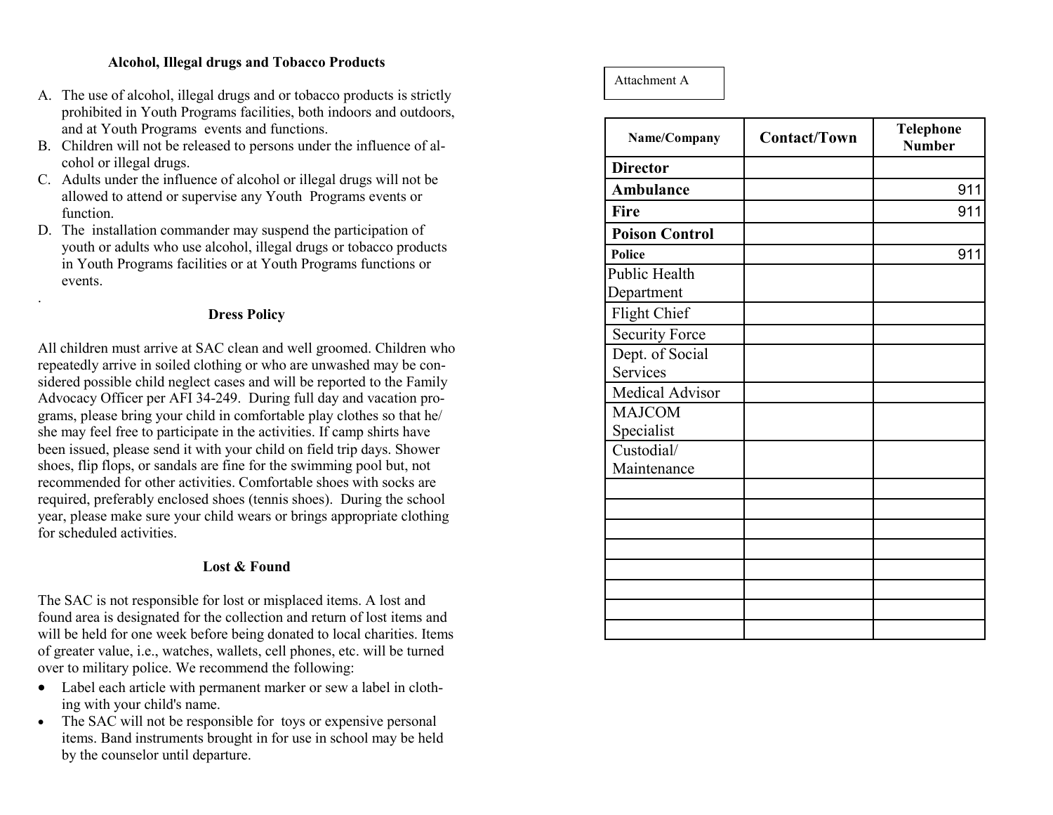### Alcohol, Illegal drugs and Tobacco Products

A. The use of alcohol, illegal drugs and or tobacco products is strictly prohibited in Youth Programs facilities, both indoors and outdoors, and at Youth Programs events and functions.
B. Children will not be released to persons under the influence of alcohol or illegal drugs.
C. Adults under the influence of alcohol or illegal drugs will not be allowed to attend or supervise any Youth Programs events or function.
D. The installation commander may suspend the participation of youth or adults who use alcohol, illegal drugs or tobacco products in Youth Programs facilities or at Youth Programs functions or events.

### Dress Policy

All children must arrive at SAC clean and well groomed. Children who repeatedly arrive in soiled clothing or who are unwashed may be considered possible child neglect cases and will be reported to the Family Advocacy Officer per AFI 34-249. During full day and vacation programs, please bring your child in comfortable play clothes so that he/she may feel free to participate in the activities. If camp shirts have been issued, please send it with your child on field trip days. Shower shoes, flip flops, or sandals are fine for the swimming pool but, not recommended for other activities. Comfortable shoes with socks are required, preferably enclosed shoes (tennis shoes). During the school year, please make sure your child wears or brings appropriate clothing for scheduled activities.

### Lost & Found

The SAC is not responsible for lost or misplaced items. A lost and found area is designated for the collection and return of lost items and will be held for one week before being donated to local charities. Items of greater value, i.e., watches, wallets, cell phones, etc. will be turned over to military police. We recommend the following:

- Label each article with permanent marker or sew a label in clothing with your child's name.
- The SAC will not be responsible for toys or expensive personal items. Band instruments brought in for use in school may be held by the counselor until departure.

Attachment A

| Name/Company | Contact/Town | Telephone Number |
|---|---|---|
| **Director** | | |
| **Ambulance** | | 911 |
| **Fire** | | 911 |
| **Poison Control** | | |
| **Police** | | 911 |
| Public Health Department | | |
| Flight Chief | | |
| Security Force | | |
| Dept. of Social Services | | |
| Medical Advisor | | |
| MAJCOM Specialist | | |
| Custodial/ Maintenance | | |
| | | |
| | | |
| | | |
| | | |
| | | |
| | | |
| | | |
| | | |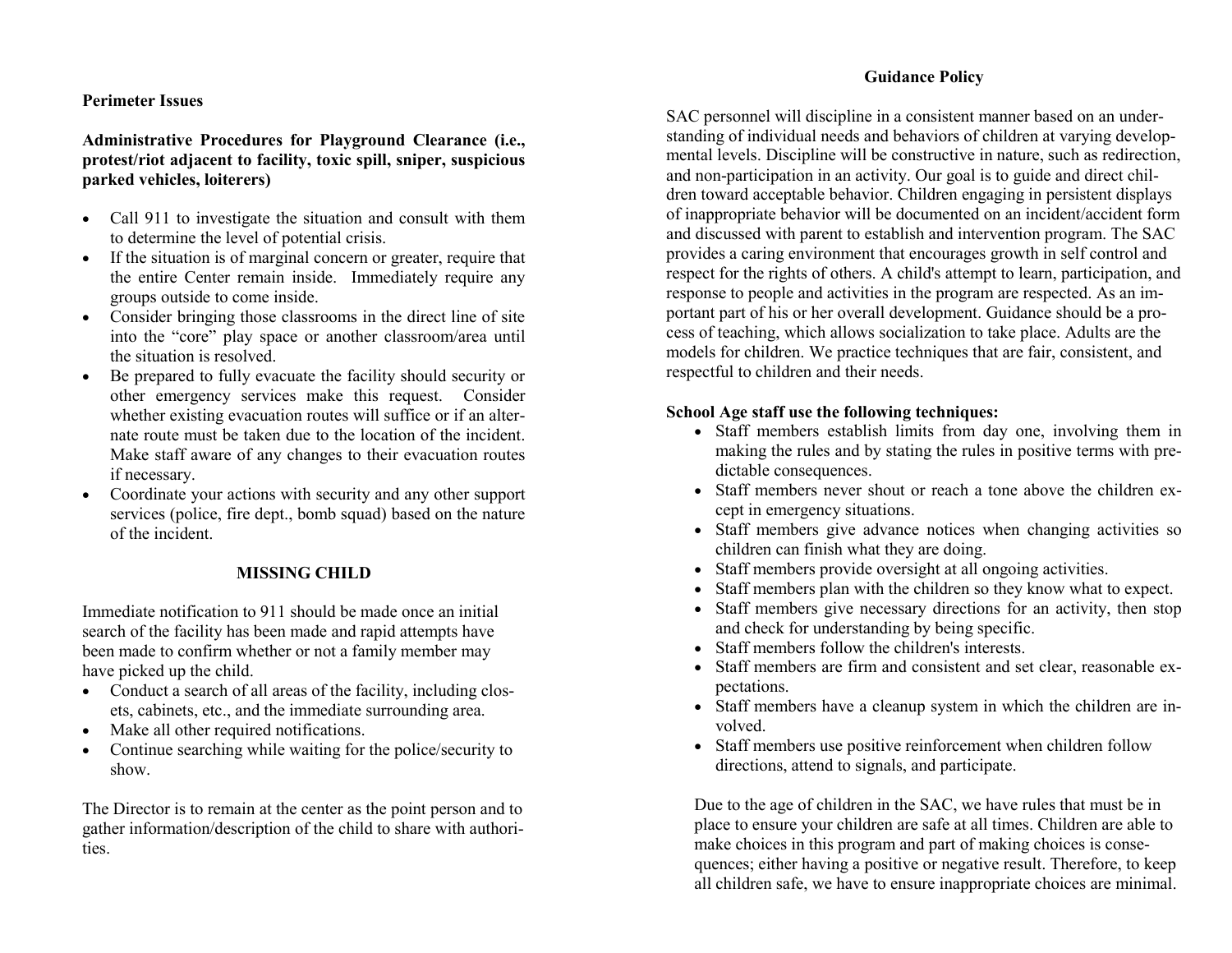**Perimeter Issues**

**Administrative Procedures for Playground Clearance (i.e., protest/riot adjacent to facility, toxic spill, sniper, suspicious parked vehicles, loiterers)**

- Call 911 to investigate the situation and consult with them to determine the level of potential crisis.
- If the situation is of marginal concern or greater, require that the entire Center remain inside. Immediately require any groups outside to come inside.
- Consider bringing those classrooms in the direct line of site into the "core" play space or another classroom/area until the situation is resolved.
- Be prepared to fully evacuate the facility should security or other emergency services make this request. Consider whether existing evacuation routes will suffice or if an alternate route must be taken due to the location of the incident. Make staff aware of any changes to their evacuation routes if necessary.
- Coordinate your actions with security and any other support services (police, fire dept., bomb squad) based on the nature of the incident.

## MISSING CHILD

Immediate notification to 911 should be made once an initial search of the facility has been made and rapid attempts have been made to confirm whether or not a family member may have picked up the child.

- Conduct a search of all areas of the facility, including closets, cabinets, etc., and the immediate surrounding area.
- Make all other required notifications.
- Continue searching while waiting for the police/security to show.

The Director is to remain at the center as the point person and to gather information/description of the child to share with authorities.

## Guidance Policy

SAC personnel will discipline in a consistent manner based on an understanding of individual needs and behaviors of children at varying developmental levels. Discipline will be constructive in nature, such as redirection, and non-participation in an activity. Our goal is to guide and direct children toward acceptable behavior. Children engaging in persistent displays of inappropriate behavior will be documented on an incident/accident form and discussed with parent to establish and intervention program. The SAC provides a caring environment that encourages growth in self control and respect for the rights of others. A child's attempt to learn, participation, and response to people and activities in the program are respected. As an important part of his or her overall development. Guidance should be a process of teaching, which allows socialization to take place. Adults are the models for children. We practice techniques that are fair, consistent, and respectful to children and their needs.

**School Age staff use the following techniques:**

- Staff members establish limits from day one, involving them in making the rules and by stating the rules in positive terms with predictable consequences.
- Staff members never shout or reach a tone above the children except in emergency situations.
- Staff members give advance notices when changing activities so children can finish what they are doing.
- Staff members provide oversight at all ongoing activities.
- Staff members plan with the children so they know what to expect.
- Staff members give necessary directions for an activity, then stop and check for understanding by being specific.
- Staff members follow the children's interests.
- Staff members are firm and consistent and set clear, reasonable expectations.
- Staff members have a cleanup system in which the children are involved.
- Staff members use positive reinforcement when children follow directions, attend to signals, and participate.

Due to the age of children in the SAC, we have rules that must be in place to ensure your children are safe at all times. Children are able to make choices in this program and part of making choices is consequences; either having a positive or negative result. Therefore, to keep all children safe, we have to ensure inappropriate choices are minimal.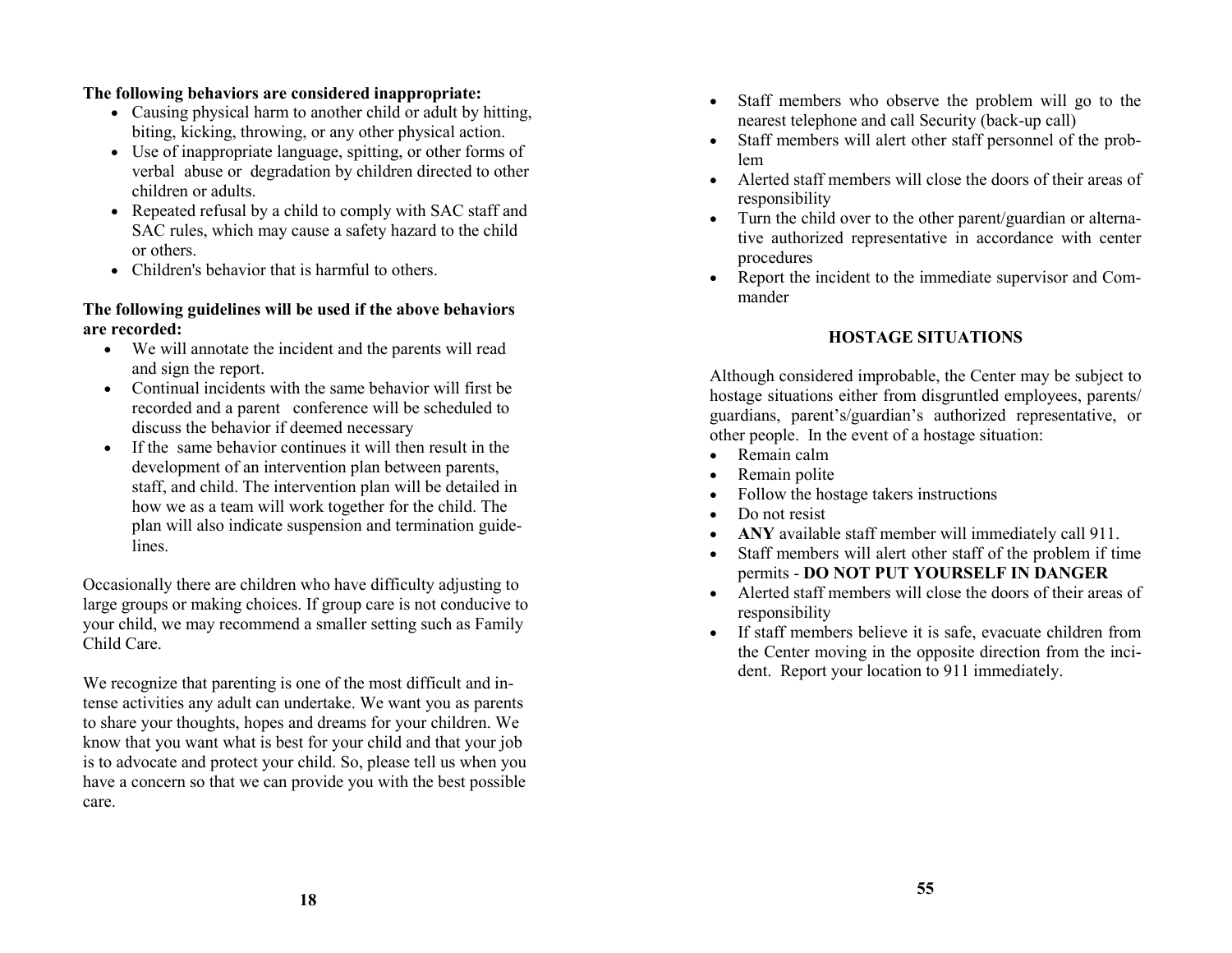**The following behaviors are considered inappropriate:**

- Causing physical harm to another child or adult by hitting, biting, kicking, throwing, or any other physical action.
- Use of inappropriate language, spitting, or other forms of verbal abuse or degradation by children directed to other children or adults.
- Repeated refusal by a child to comply with SAC staff and SAC rules, which may cause a safety hazard to the child or others.
- Children's behavior that is harmful to others.

**The following guidelines will be used if the above behaviors are recorded:**

- We will annotate the incident and the parents will read and sign the report.
- Continual incidents with the same behavior will first be recorded and a parent conference will be scheduled to discuss the behavior if deemed necessary
- If the same behavior continues it will then result in the development of an intervention plan between parents, staff, and child. The intervention plan will be detailed in how we as a team will work together for the child. The plan will also indicate suspension and termination guidelines.

Occasionally there are children who have difficulty adjusting to large groups or making choices. If group care is not conducive to your child, we may recommend a smaller setting such as Family Child Care.

We recognize that parenting is one of the most difficult and intense activities any adult can undertake. We want you as parents to share your thoughts, hopes and dreams for your children. We know that you want what is best for your child and that your job is to advocate and protect your child. So, please tell us when you have a concern so that we can provide you with the best possible care.

- Staff members who observe the problem will go to the nearest telephone and call Security (back-up call)
- Staff members will alert other staff personnel of the problem
- Alerted staff members will close the doors of their areas of responsibility
- Turn the child over to the other parent/guardian or alternative authorized representative in accordance with center procedures
- Report the incident to the immediate supervisor and Commander

## HOSTAGE SITUATIONS

Although considered improbable, the Center may be subject to hostage situations either from disgruntled employees, parents/guardians, parent's/guardian's authorized representative, or other people. In the event of a hostage situation:

- Remain calm
- Remain polite
- Follow the hostage takers instructions
- Do not resist
- **ANY** available staff member will immediately call 911.
- Staff members will alert other staff of the problem if time permits - **DO NOT PUT YOURSELF IN DANGER**
- Alerted staff members will close the doors of their areas of responsibility
- If staff members believe it is safe, evacuate children from the Center moving in the opposite direction from the incident. Report your location to 911 immediately.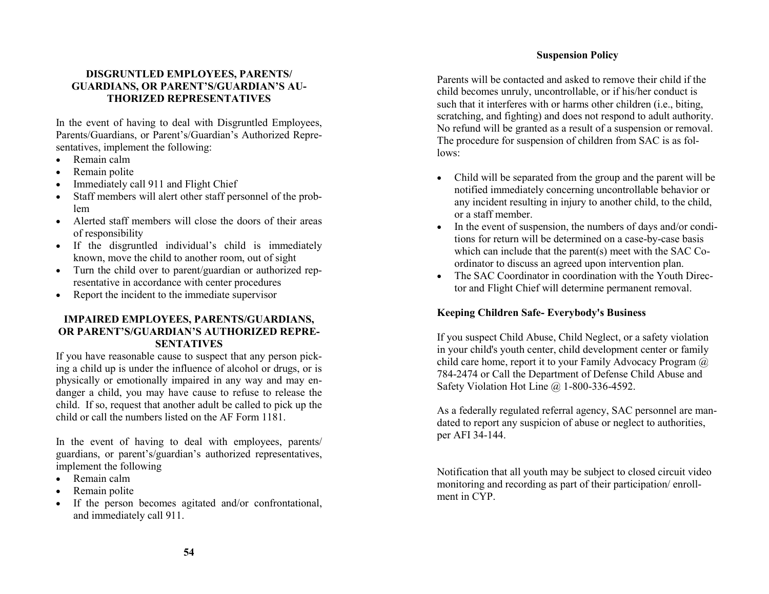## DISGRUNTLED EMPLOYEES, PARENTS/ GUARDIANS, OR PARENT'S/GUARDIAN'S AUTHORIZED REPRESENTATIVES

In the event of having to deal with Disgruntled Employees, Parents/Guardians, or Parent's/Guardian's Authorized Representatives, implement the following:

- Remain calm
- Remain polite
- Immediately call 911 and Flight Chief
- Staff members will alert other staff personnel of the problem
- Alerted staff members will close the doors of their areas of responsibility
- If the disgruntled individual's child is immediately known, move the child to another room, out of sight
- Turn the child over to parent/guardian or authorized representative in accordance with center procedures
- Report the incident to the immediate supervisor

## IMPAIRED EMPLOYEES, PARENTS/GUARDIANS, OR PARENT'S/GUARDIAN'S AUTHORIZED REPRESENTATIVES

If you have reasonable cause to suspect that any person picking a child up is under the influence of alcohol or drugs, or is physically or emotionally impaired in any way and may endanger a child, you may have cause to refuse to release the child. If so, request that another adult be called to pick up the child or call the numbers listed on the AF Form 1181.

In the event of having to deal with employees, parents/ guardians, or parent's/guardian's authorized representatives, implement the following

- Remain calm
- Remain polite
- If the person becomes agitated and/or confrontational, and immediately call 911.

## Suspension Policy

Parents will be contacted and asked to remove their child if the child becomes unruly, uncontrollable, or if his/her conduct is such that it interferes with or harms other children (i.e., biting, scratching, and fighting) and does not respond to adult authority. No refund will be granted as a result of a suspension or removal. The procedure for suspension of children from SAC is as follows:

- Child will be separated from the group and the parent will be notified immediately concerning uncontrollable behavior or any incident resulting in injury to another child, to the child, or a staff member.
- In the event of suspension, the numbers of days and/or conditions for return will be determined on a case-by-case basis which can include that the parent(s) meet with the SAC Coordinator to discuss an agreed upon intervention plan.
- The SAC Coordinator in coordination with the Youth Director and Flight Chief will determine permanent removal.

## Keeping Children Safe- Everybody's Business

If you suspect Child Abuse, Child Neglect, or a safety violation in your child's youth center, child development center or family child care home, report it to your Family Advocacy Program @ 784-2474 or Call the Department of Defense Child Abuse and Safety Violation Hot Line @ 1-800-336-4592.

As a federally regulated referral agency, SAC personnel are mandated to report any suspicion of abuse or neglect to authorities, per AFI 34-144.

Notification that all youth may be subject to closed circuit video monitoring and recording as part of their participation/ enrollment in CYP.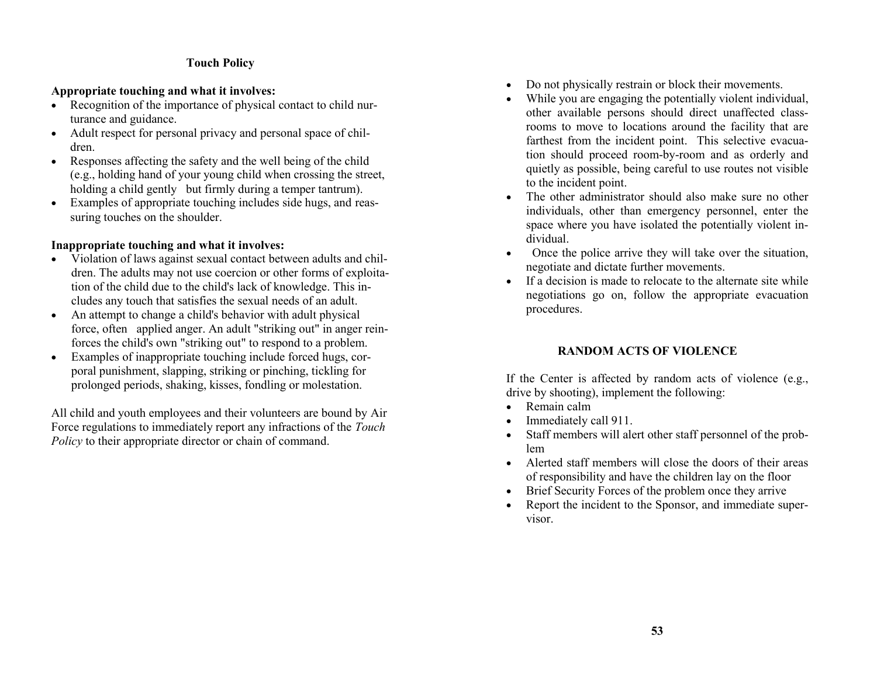### Touch Policy

**Appropriate touching and what it involves:**

- Recognition of the importance of physical contact to child nurturance and guidance.
- Adult respect for personal privacy and personal space of children.
- Responses affecting the safety and the well being of the child (e.g., holding hand of your young child when crossing the street, holding a child gently but firmly during a temper tantrum).
- Examples of appropriate touching includes side hugs, and reassuring touches on the shoulder.

**Inappropriate touching and what it involves:**

- Violation of laws against sexual contact between adults and children. The adults may not use coercion or other forms of exploitation of the child due to the child's lack of knowledge. This includes any touch that satisfies the sexual needs of an adult.
- An attempt to change a child's behavior with adult physical force, often applied anger. An adult "striking out" in anger reinforces the child's own "striking out" to respond to a problem.
- Examples of inappropriate touching include forced hugs, corporal punishment, slapping, striking or pinching, tickling for prolonged periods, shaking, kisses, fondling or molestation.

All child and youth employees and their volunteers are bound by Air Force regulations to immediately report any infractions of the *Touch Policy* to their appropriate director or chain of command.

- Do not physically restrain or block their movements.
- While you are engaging the potentially violent individual, other available persons should direct unaffected classrooms to move to locations around the facility that are farthest from the incident point. This selective evacuation should proceed room-by-room and as orderly and quietly as possible, being careful to use routes not visible to the incident point.
- The other administrator should also make sure no other individuals, other than emergency personnel, enter the space where you have isolated the potentially violent individual.
- Once the police arrive they will take over the situation, negotiate and dictate further movements.
- If a decision is made to relocate to the alternate site while negotiations go on, follow the appropriate evacuation procedures.

### RANDOM ACTS OF VIOLENCE

If the Center is affected by random acts of violence (e.g., drive by shooting), implement the following:

- Remain calm
- Immediately call 911.
- Staff members will alert other staff personnel of the problem
- Alerted staff members will close the doors of their areas of responsibility and have the children lay on the floor
- Brief Security Forces of the problem once they arrive
- Report the incident to the Sponsor, and immediate supervisor.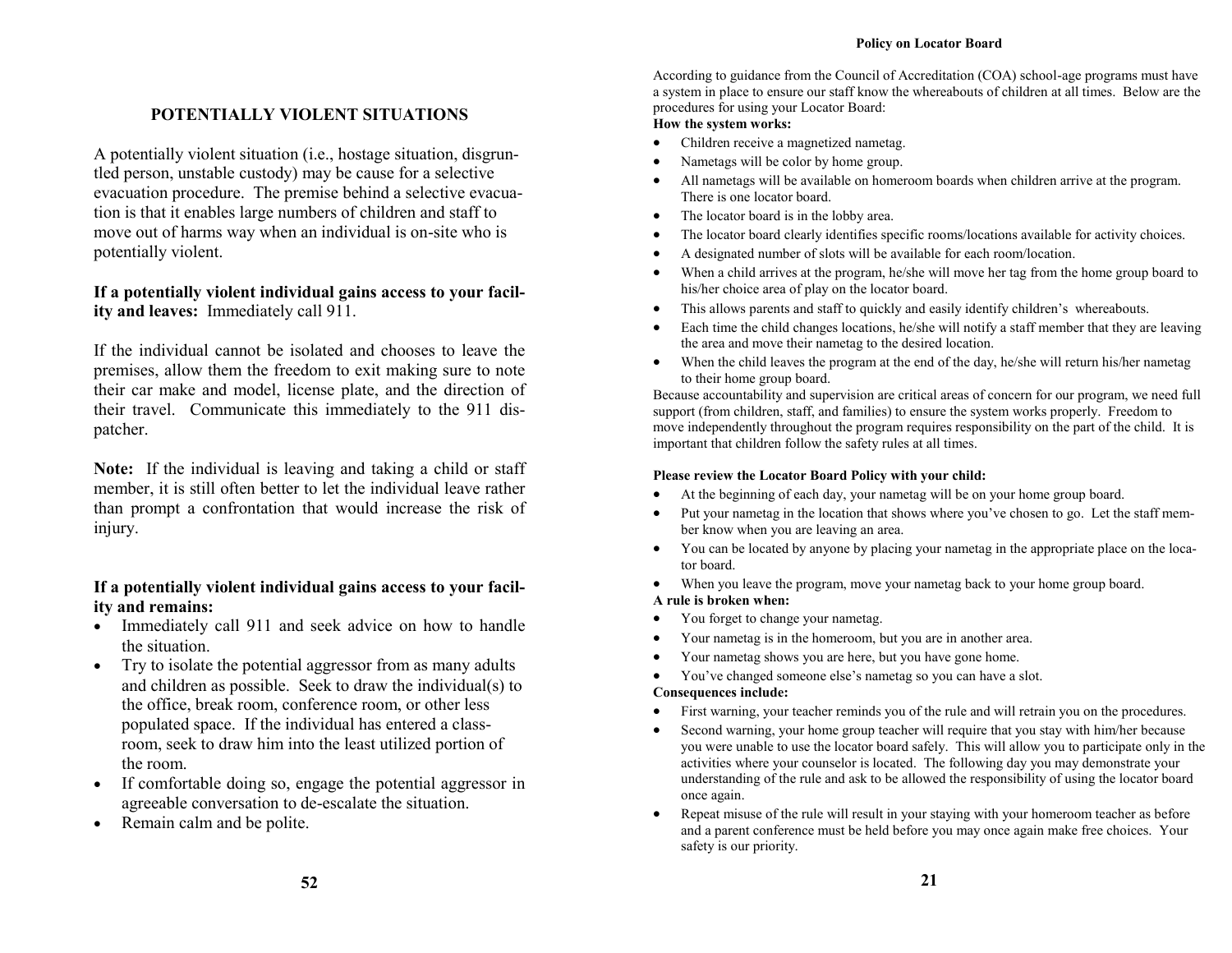## POTENTIALLY VIOLENT SITUATIONS

A potentially violent situation (i.e., hostage situation, disgruntled person, unstable custody) may be cause for a selective evacuation procedure. The premise behind a selective evacuation is that it enables large numbers of children and staff to move out of harms way when an individual is on-site who is potentially violent.

**If a potentially violent individual gains access to your facility and leaves:** Immediately call 911.

If the individual cannot be isolated and chooses to leave the premises, allow them the freedom to exit making sure to note their car make and model, license plate, and the direction of their travel. Communicate this immediately to the 911 dispatcher.

**Note:** If the individual is leaving and taking a child or staff member, it is still often better to let the individual leave rather than prompt a confrontation that would increase the risk of injury.

**If a potentially violent individual gains access to your facility and remains:**

- Immediately call 911 and seek advice on how to handle the situation.
- Try to isolate the potential aggressor from as many adults and children as possible. Seek to draw the individual(s) to the office, break room, conference room, or other less populated space. If the individual has entered a classroom, seek to draw him into the least utilized portion of the room.
- If comfortable doing so, engage the potential aggressor in agreeable conversation to de-escalate the situation.
- Remain calm and be polite.

## Policy on Locator Board

According to guidance from the Council of Accreditation (COA) school-age programs must have a system in place to ensure our staff know the whereabouts of children at all times. Below are the procedures for using your Locator Board:

**How the system works:**

- Children receive a magnetized nametag.
- Nametags will be color by home group.
- All nametags will be available on homeroom boards when children arrive at the program. There is one locator board.
- The locator board is in the lobby area.
- The locator board clearly identifies specific rooms/locations available for activity choices.
- A designated number of slots will be available for each room/location.
- When a child arrives at the program, he/she will move her tag from the home group board to his/her choice area of play on the locator board.
- This allows parents and staff to quickly and easily identify children's whereabouts.
- Each time the child changes locations, he/she will notify a staff member that they are leaving the area and move their nametag to the desired location.
- When the child leaves the program at the end of the day, he/she will return his/her nametag to their home group board.

Because accountability and supervision are critical areas of concern for our program, we need full support (from children, staff, and families) to ensure the system works properly. Freedom to move independently throughout the program requires responsibility on the part of the child. It is important that children follow the safety rules at all times.

**Please review the Locator Board Policy with your child:**

- At the beginning of each day, your nametag will be on your home group board.
- Put your nametag in the location that shows where you've chosen to go. Let the staff member know when you are leaving an area.
- You can be located by anyone by placing your nametag in the appropriate place on the locator board.
- When you leave the program, move your nametag back to your home group board.

**A rule is broken when:**

- You forget to change your nametag.
- Your nametag is in the homeroom, but you are in another area.
- Your nametag shows you are here, but you have gone home.
- You've changed someone else's nametag so you can have a slot.

**Consequences include:**

- First warning, your teacher reminds you of the rule and will retrain you on the procedures.
- Second warning, your home group teacher will require that you stay with him/her because you were unable to use the locator board safely. This will allow you to participate only in the activities where your counselor is located. The following day you may demonstrate your understanding of the rule and ask to be allowed the responsibility of using the locator board once again.
- Repeat misuse of the rule will result in your staying with your homeroom teacher as before and a parent conference must be held before you may once again make free choices. Your safety is our priority.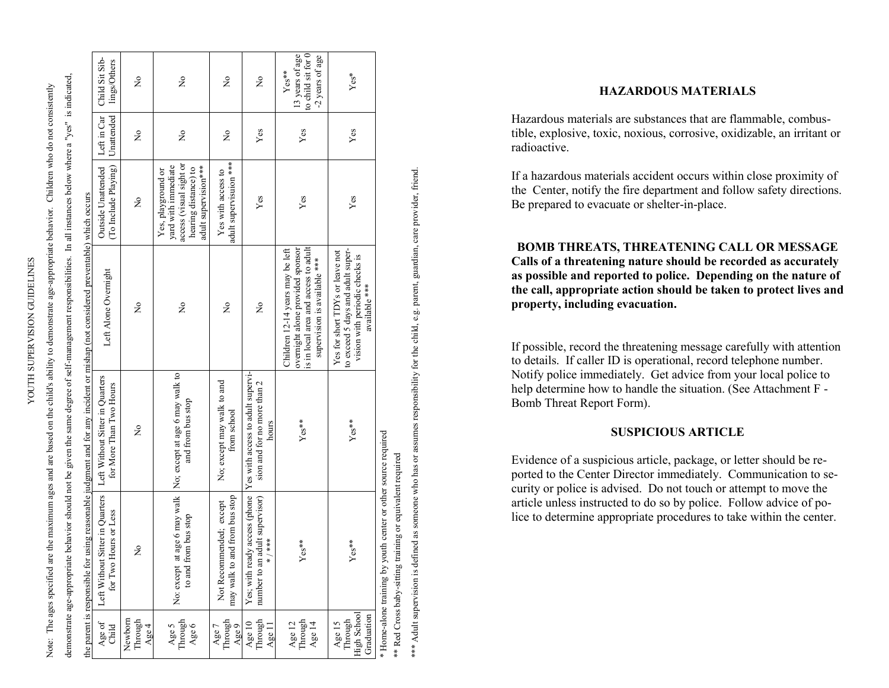# YOUTH SUPERVISION GUIDELINES

Note: The ages specified are the maximum ages and are based on the child's ability to demonstrate age-appropriate behavior. Children who do not consistently demonstrate age-appropriate behavior should not be given the same degree of self-management responsibilities. In all instances below where a "yes" is indicated, the parent is responsible for using reasonable judgment and for any incident or mishap (not considered preventable) which occurs

| Age of Child | Left Without Sitter in Quarters for Two Hours or Less | Left Without Sitter in Quarters for More Than Two Hours | Left Alone Overnight | Outside Unattended (To Include Playing) | Left in Car Unattended | Child Sit Siblings/Others |
|---|---|---|---|---|---|---|
| Newborn Through Age 4 | No | No | No | No | No | No |
| Age 5 Through Age 6 | No: except at age 6 may walk to and from bus stop | No; except at age 6 may walk to and from bus stop | No | Yes, playground or yard with immediate access (visual sight or hearing distance) to adult supervision*** | No | No |
| Age 7 Through Age 9 | Not Recommended; except may walk to and from bus stop | No; except may walk to and from school | No | Yes with access to adult supervisuion *** | No | No |
| Age 10 Through Age 11 | Yes; with ready access (phone number to an adult supervisor) * / *** | Yes with access to adult supervision and for no more than 2 hours | No | Yes | Yes | No |
| Age 12 Through Age 14 | Yes** | Yes** | Children 12-14 years may be left overnight alone provided sponsor is in local area and access to adult supervision is available *** | Yes | Yes | Yes** 13 years of age to child sit for 0 -2 years of age |
| Age 15 Through High School Graduation | Yes** | Yes** | Yes for short TDYs or leave not to exceed 5 days and adult supervision with periodic checks is available *** | Yes | Yes | Yes* |

\* Home-alone training by youth center or other source required

** Red Cross baby-sitting training or equivalent required

*** Adult supervision is defined as someone who has or assumes responsibility for the child, e.g. parent, guardian, care provider, friend.

## HAZARDOUS MATERIALS

Hazardous materials are substances that are flammable, combustible, explosive, toxic, noxious, corrosive, oxidizable, an irritant or radioactive.

If a hazardous materials accident occurs within close proximity of the Center, notify the fire department and follow safety directions. Be prepared to evacuate or shelter-in-place.

## BOMB THREATS, THREATENING CALL OR MESSAGE

**Calls of a threatening nature should be recorded as accurately as possible and reported to police. Depending on the nature of the call, appropriate action should be taken to protect lives and property, including evacuation.**

If possible, record the threatening message carefully with attention to details. If caller ID is operational, record telephone number. Notify police immediately. Get advice from your local police to help determine how to handle the situation. (See Attachment F - Bomb Threat Report Form).

## SUSPICIOUS ARTICLE

Evidence of a suspicious article, package, or letter should be reported to the Center Director immediately. Communication to security or police is advised. Do not touch or attempt to move the article unless instructed to do so by police. Follow advice of police to determine appropriate procedures to take within the center.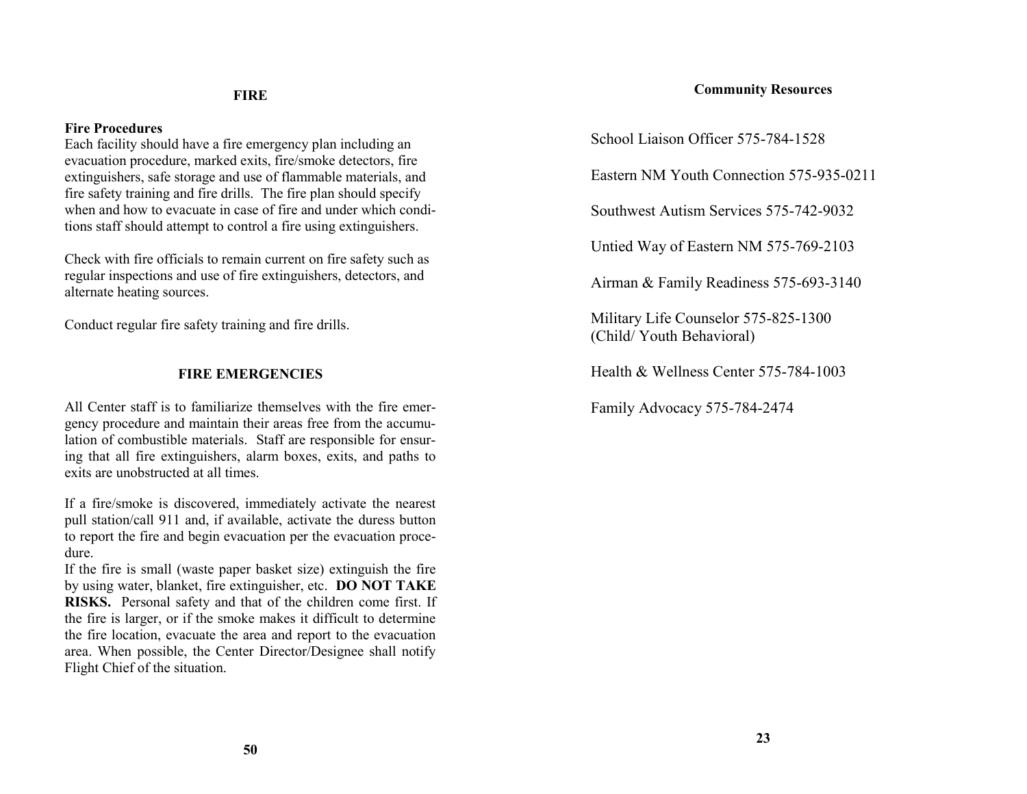# FIRE

**Fire Procedures**

Each facility should have a fire emergency plan including an evacuation procedure, marked exits, fire/smoke detectors, fire extinguishers, safe storage and use of flammable materials, and fire safety training and fire drills. The fire plan should specify when and how to evacuate in case of fire and under which conditions staff should attempt to control a fire using extinguishers.

Check with fire officials to remain current on fire safety such as regular inspections and use of fire extinguishers, detectors, and alternate heating sources.

Conduct regular fire safety training and fire drills.

## FIRE EMERGENCIES

All Center staff is to familiarize themselves with the fire emergency procedure and maintain their areas free from the accumulation of combustible materials. Staff are responsible for ensuring that all fire extinguishers, alarm boxes, exits, and paths to exits are unobstructed at all times.

If a fire/smoke is discovered, immediately activate the nearest pull station/call 911 and, if available, activate the duress button to report the fire and begin evacuation per the evacuation procedure.

If the fire is small (waste paper basket size) extinguish the fire by using water, blanket, fire extinguisher, etc. **DO NOT TAKE RISKS.** Personal safety and that of the children come first. If the fire is larger, or if the smoke makes it difficult to determine the fire location, evacuate the area and report to the evacuation area. When possible, the Center Director/Designee shall notify Flight Chief of the situation.

# Community Resources

School Liaison Officer 575-784-1528

Eastern NM Youth Connection 575-935-0211

Southwest Autism Services 575-742-9032

Untied Way of Eastern NM 575-769-2103

Airman & Family Readiness 575-693-3140

Military Life Counselor 575-825-1300
(Child/ Youth Behavioral)

Health & Wellness Center 575-784-1003

Family Advocacy 575-784-2474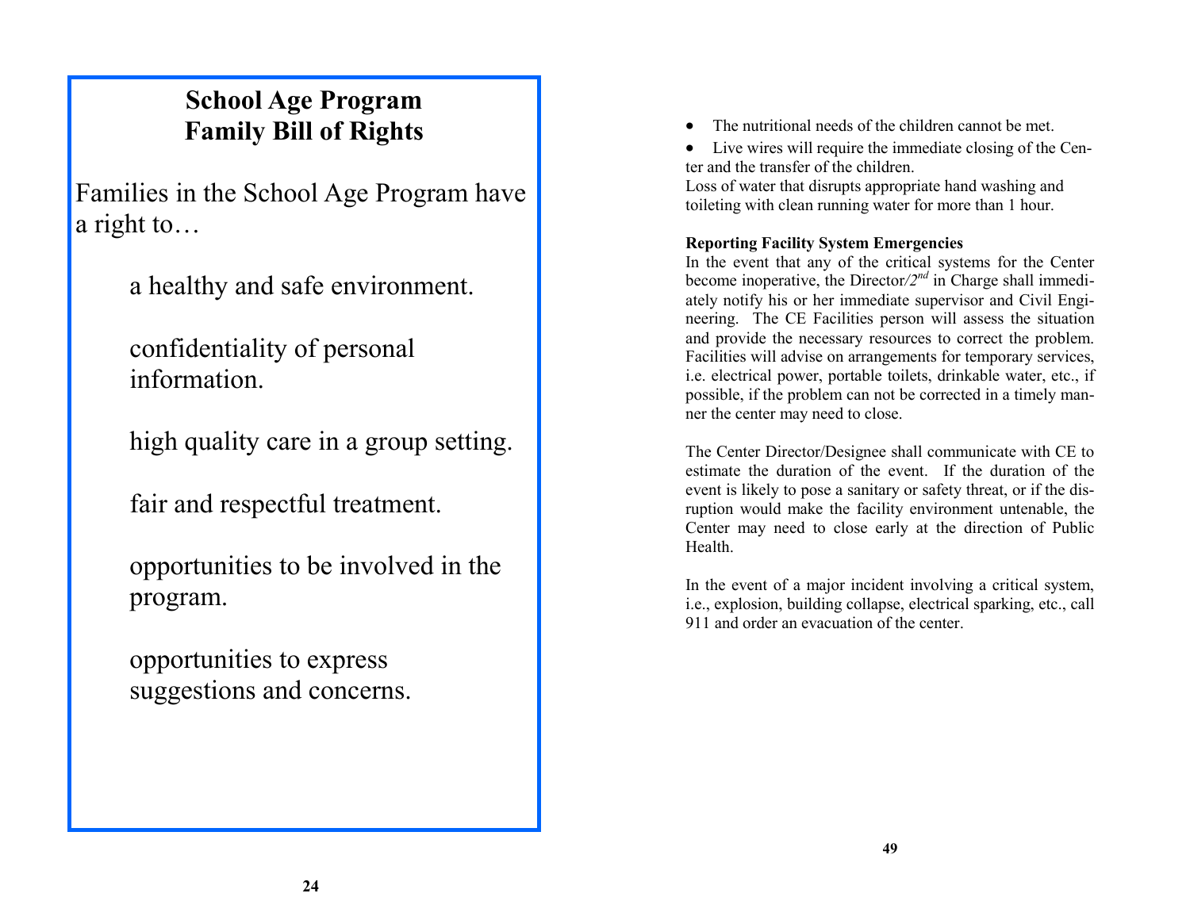## School Age Program
## Family Bill of Rights

Families in the School Age Program have a right to…

a healthy and safe environment.

confidentiality of personal information.

high quality care in a group setting.

fair and respectful treatment.

opportunities to be involved in the program.

opportunities to express suggestions and concerns.

- The nutritional needs of the children cannot be met.
- Live wires will require the immediate closing of the Center and the transfer of the children.

Loss of water that disrupts appropriate hand washing and toileting with clean running water for more than 1 hour.

**Reporting Facility System Emergencies**

In the event that any of the critical systems for the Center become inoperative, the Director/2nd in Charge shall immediately notify his or her immediate supervisor and Civil Engineering. The CE Facilities person will assess the situation and provide the necessary resources to correct the problem. Facilities will advise on arrangements for temporary services, i.e. electrical power, portable toilets, drinkable water, etc., if possible, if the problem can not be corrected in a timely manner the center may need to close.

The Center Director/Designee shall communicate with CE to estimate the duration of the event. If the duration of the event is likely to pose a sanitary or safety threat, or if the disruption would make the facility environment untenable, the Center may need to close early at the direction of Public Health.

In the event of a major incident involving a critical system, i.e., explosion, building collapse, electrical sparking, etc., call 911 and order an evacuation of the center.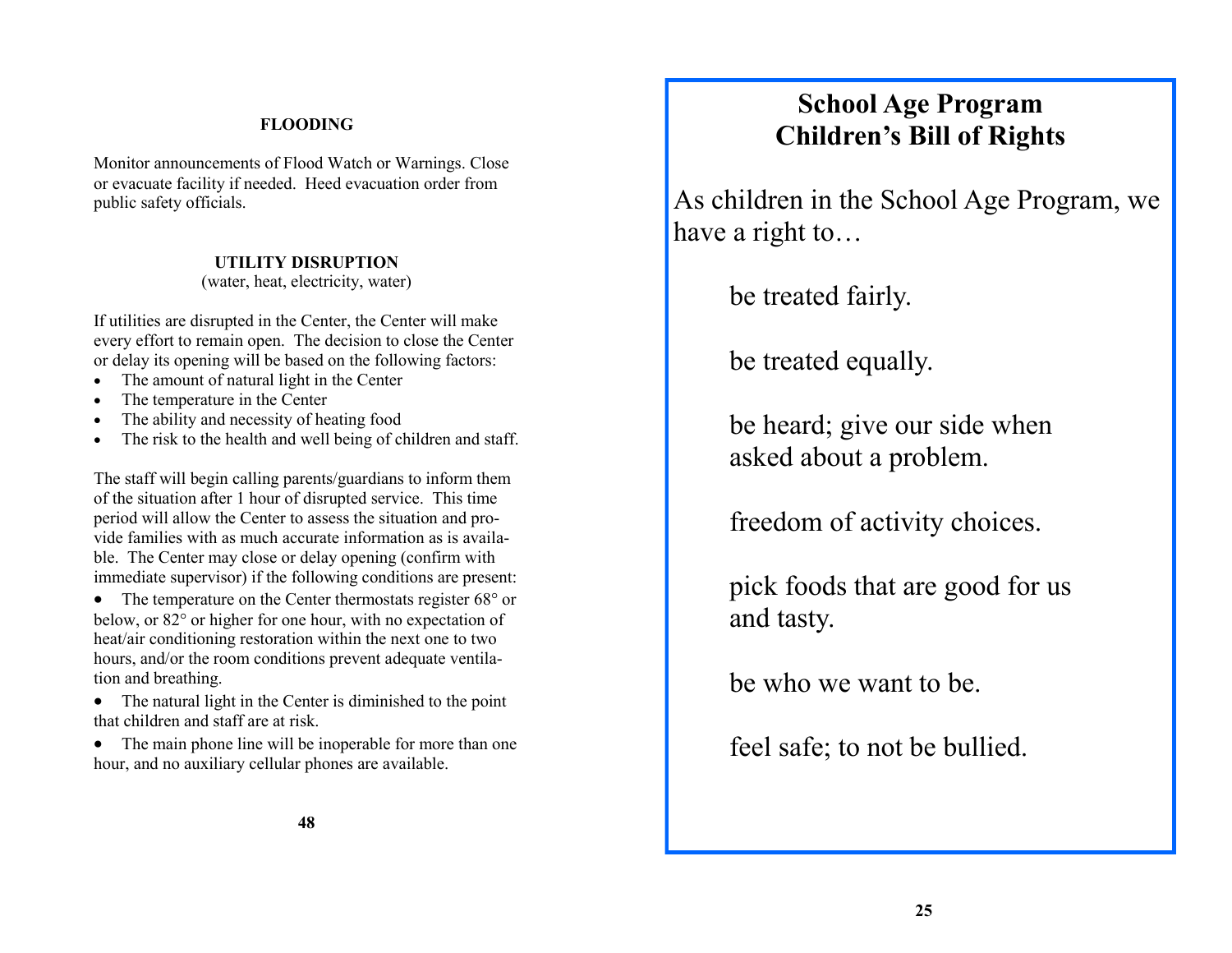## FLOODING

Monitor announcements of Flood Watch or Warnings. Close or evacuate facility if needed. Heed evacuation order from public safety officials.

## UTILITY DISRUPTION

(water, heat, electricity, water)

If utilities are disrupted in the Center, the Center will make every effort to remain open. The decision to close the Center or delay its opening will be based on the following factors:

- The amount of natural light in the Center
- The temperature in the Center
- The ability and necessity of heating food
- The risk to the health and well being of children and staff.

The staff will begin calling parents/guardians to inform them of the situation after 1 hour of disrupted service. This time period will allow the Center to assess the situation and provide families with as much accurate information as is available. The Center may close or delay opening (confirm with immediate supervisor) if the following conditions are present:

- The temperature on the Center thermostats register 68° or below, or 82° or higher for one hour, with no expectation of heat/air conditioning restoration within the next one to two hours, and/or the room conditions prevent adequate ventilation and breathing.
- The natural light in the Center is diminished to the point that children and staff are at risk.
- The main phone line will be inoperable for more than one hour, and no auxiliary cellular phones are available.

# School Age Program Children's Bill of Rights

As children in the School Age Program, we have a right to…

be treated fairly.

be treated equally.

be heard; give our side when asked about a problem.

freedom of activity choices.

pick foods that are good for us and tasty.

be who we want to be.

feel safe; to not be bullied.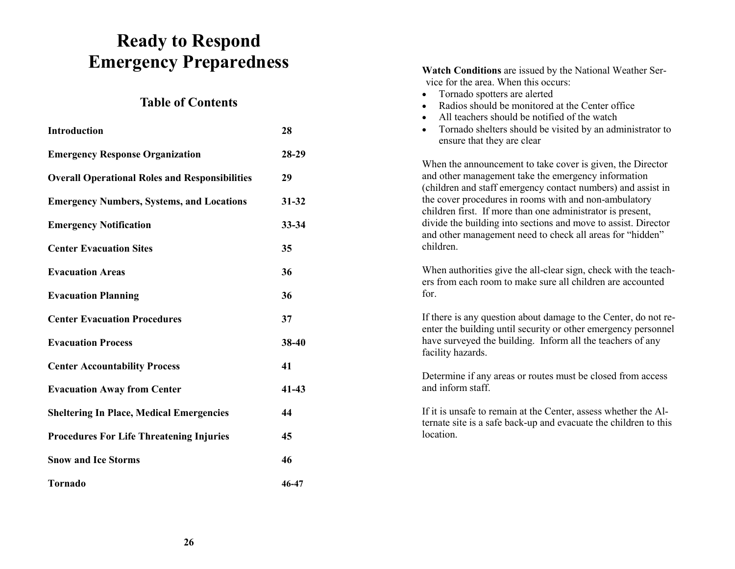# Ready to Respond Emergency Preparedness

## Table of Contents

| | |
|---|---|
| **Introduction** | **28** |
| **Emergency Response Organization** | **28-29** |
| **Overall Operational Roles and Responsibilities** | **29** |
| **Emergency Numbers, Systems, and Locations** | **31-32** |
| **Emergency Notification** | **33-34** |
| **Center Evacuation Sites** | **35** |
| **Evacuation Areas** | **36** |
| **Evacuation Planning** | **36** |
| **Center Evacuation Procedures** | **37** |
| **Evacuation Process** | **38-40** |
| **Center Accountability Process** | **41** |
| **Evacuation Away from Center** | **41-43** |
| **Sheltering In Place, Medical Emergencies** | **44** |
| **Procedures For Life Threatening Injuries** | **45** |
| **Snow and Ice Storms** | **46** |
| **Tornado** | **46-47** |

**Watch Conditions** are issued by the National Weather Service for the area. When this occurs:

- Tornado spotters are alerted
- Radios should be monitored at the Center office
- All teachers should be notified of the watch
- Tornado shelters should be visited by an administrator to ensure that they are clear

When the announcement to take cover is given, the Director and other management take the emergency information (children and staff emergency contact numbers) and assist in the cover procedures in rooms with and non-ambulatory children first. If more than one administrator is present, divide the building into sections and move to assist. Director and other management need to check all areas for "hidden" children.

When authorities give the all-clear sign, check with the teachers from each room to make sure all children are accounted for.

If there is any question about damage to the Center, do not re-enter the building until security or other emergency personnel have surveyed the building. Inform all the teachers of any facility hazards.

Determine if any areas or routes must be closed from access and inform staff.

If it is unsafe to remain at the Center, assess whether the Alternate site is a safe back-up and evacuate the children to this location.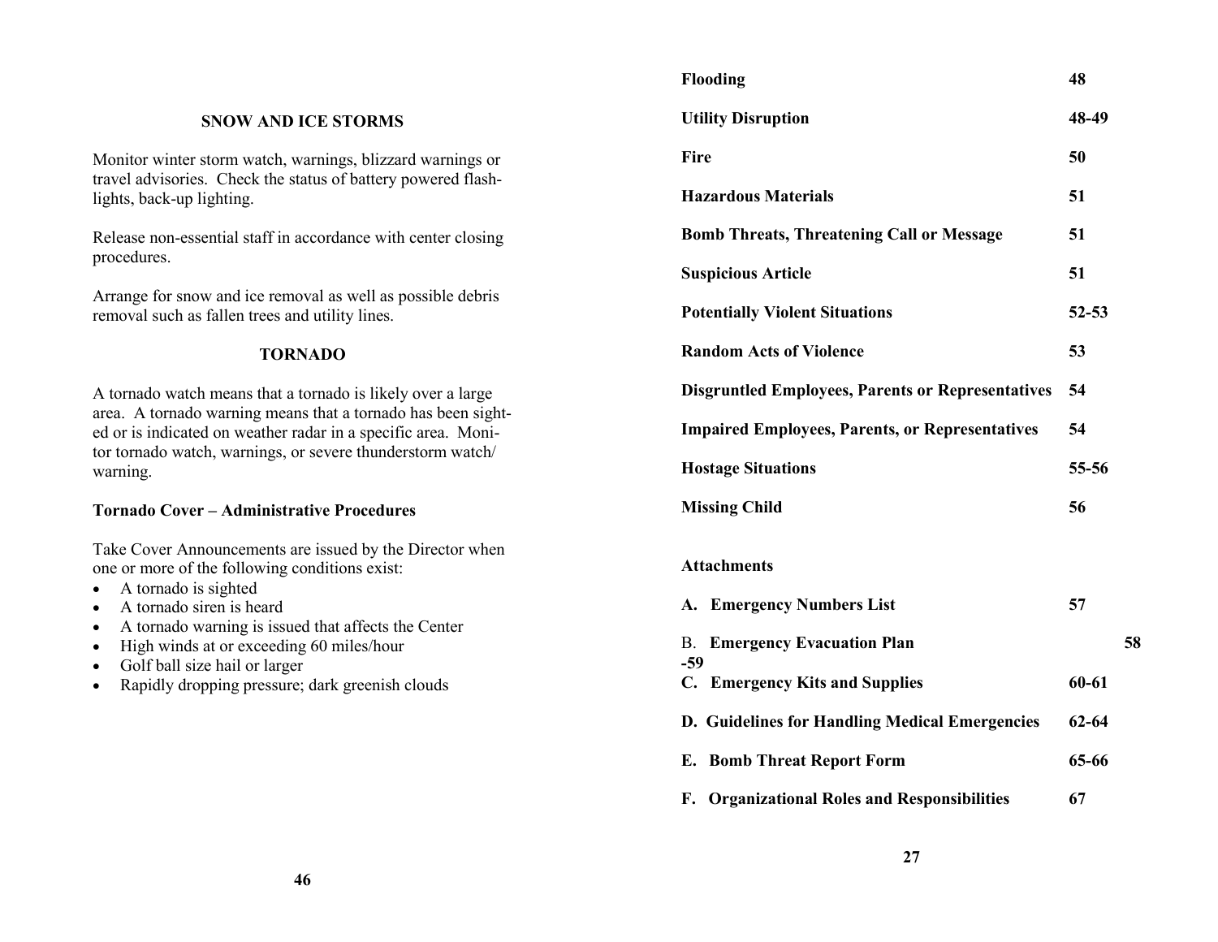## SNOW AND ICE STORMS

Monitor winter storm watch, warnings, blizzard warnings or travel advisories. Check the status of battery powered flashlights, back-up lighting.

Release non-essential staff in accordance with center closing procedures.

Arrange for snow and ice removal as well as possible debris removal such as fallen trees and utility lines.

## TORNADO

A tornado watch means that a tornado is likely over a large area. A tornado warning means that a tornado has been sighted or is indicated on weather radar in a specific area. Monitor tornado watch, warnings, or severe thunderstorm watch/warning.

**Tornado Cover – Administrative Procedures**

Take Cover Announcements are issued by the Director when one or more of the following conditions exist:

- A tornado is sighted
- A tornado siren is heard
- A tornado warning is issued that affects the Center
- High winds at or exceeding 60 miles/hour
- Golf ball size hail or larger
- Rapidly dropping pressure; dark greenish clouds

| | |
|---|---|
| **Flooding** | **48** |
| **Utility Disruption** | **48-49** |
| **Fire** | **50** |
| **Hazardous Materials** | **51** |
| **Bomb Threats, Threatening Call or Message** | **51** |
| **Suspicious Article** | **51** |
| **Potentially Violent Situations** | **52-53** |
| **Random Acts of Violence** | **53** |
| **Disgruntled Employees, Parents or Representatives** | **54** |
| **Impaired Employees, Parents, or Representatives** | **54** |
| **Hostage Situations** | **55-56** |
| **Missing Child** | **56** |

**Attachments**

| | |
|---|---|
| **A. Emergency Numbers List** | **57** |
| B. **Emergency Evacuation Plan** | **58-59** |
| **C. Emergency Kits and Supplies** | **60-61** |
| **D. Guidelines for Handling Medical Emergencies** | **62-64** |
| **E. Bomb Threat Report Form** | **65-66** |
| **F. Organizational Roles and Responsibilities** | **67** |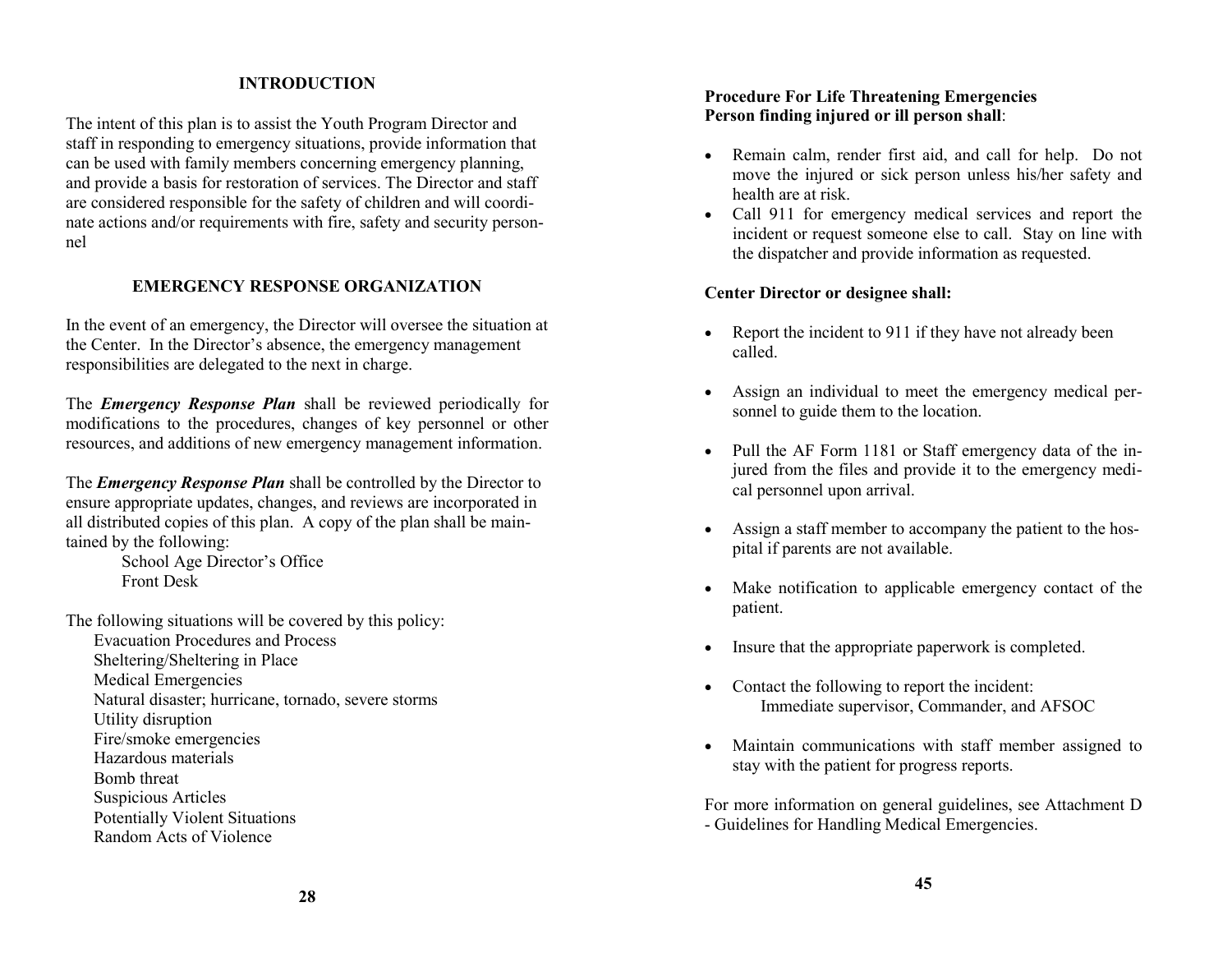## INTRODUCTION

The intent of this plan is to assist the Youth Program Director and staff in responding to emergency situations, provide information that can be used with family members concerning emergency planning, and provide a basis for restoration of services. The Director and staff are considered responsible for the safety of children and will coordinate actions and/or requirements with fire, safety and security personnel

## EMERGENCY RESPONSE ORGANIZATION

In the event of an emergency, the Director will oversee the situation at the Center. In the Director's absence, the emergency management responsibilities are delegated to the next in charge.

The ***Emergency Response Plan*** shall be reviewed periodically for modifications to the procedures, changes of key personnel or other resources, and additions of new emergency management information.

The ***Emergency Response Plan*** shall be controlled by the Director to ensure appropriate updates, changes, and reviews are incorporated in all distributed copies of this plan. A copy of the plan shall be maintained by the following:

School Age Director's Office
Front Desk

The following situations will be covered by this policy:

Evacuation Procedures and Process
Sheltering/Sheltering in Place
Medical Emergencies
Natural disaster; hurricane, tornado, severe storms
Utility disruption
Fire/smoke emergencies
Hazardous materials
Bomb threat
Suspicious Articles
Potentially Violent Situations
Random Acts of Violence

**Procedure For Life Threatening Emergencies**
**Person finding injured or ill person shall**:

- Remain calm, render first aid, and call for help. Do not move the injured or sick person unless his/her safety and health are at risk.
- Call 911 for emergency medical services and report the incident or request someone else to call. Stay on line with the dispatcher and provide information as requested.

**Center Director or designee shall:**

- Report the incident to 911 if they have not already been called.
- Assign an individual to meet the emergency medical personnel to guide them to the location.
- Pull the AF Form 1181 or Staff emergency data of the injured from the files and provide it to the emergency medical personnel upon arrival.
- Assign a staff member to accompany the patient to the hospital if parents are not available.
- Make notification to applicable emergency contact of the patient.
- Insure that the appropriate paperwork is completed.
- Contact the following to report the incident:
  Immediate supervisor, Commander, and AFSOC
- Maintain communications with staff member assigned to stay with the patient for progress reports.

For more information on general guidelines, see Attachment D - Guidelines for Handling Medical Emergencies.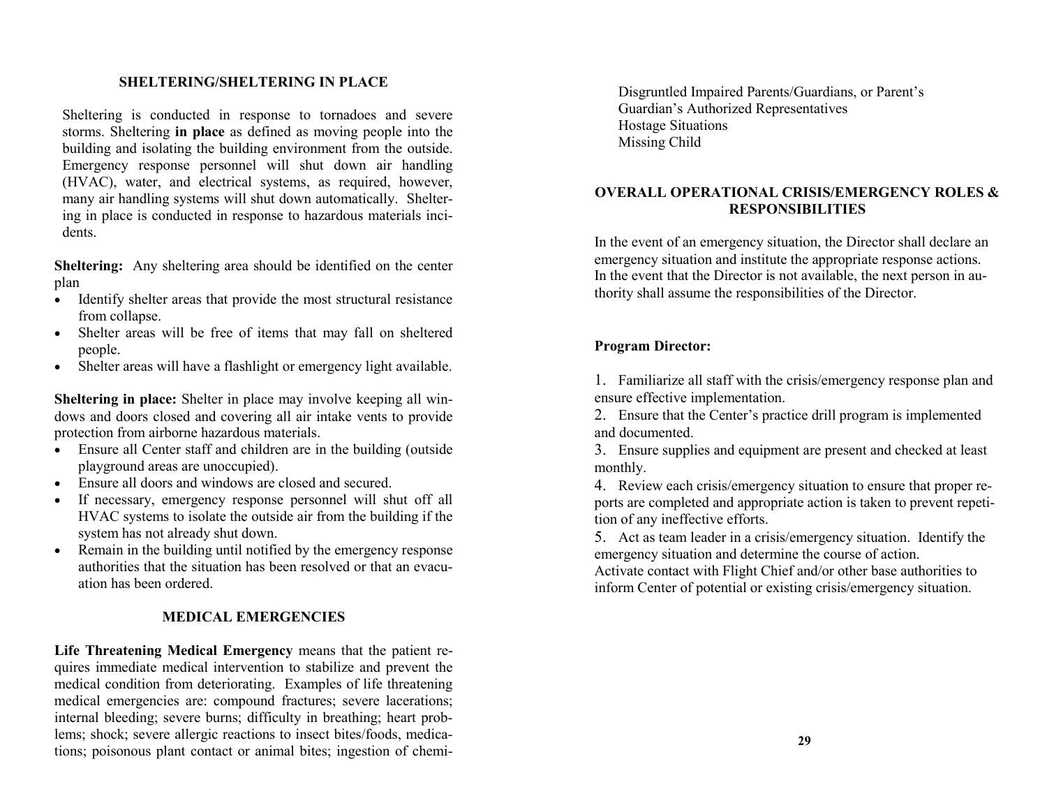## SHELTERING/SHELTERING IN PLACE

Sheltering is conducted in response to tornadoes and severe storms. Sheltering **in place** as defined as moving people into the building and isolating the building environment from the outside. Emergency response personnel will shut down air handling (HVAC), water, and electrical systems, as required, however, many air handling systems will shut down automatically. Sheltering in place is conducted in response to hazardous materials incidents.

**Sheltering:** Any sheltering area should be identified on the center plan

- Identify shelter areas that provide the most structural resistance from collapse.
- Shelter areas will be free of items that may fall on sheltered people.
- Shelter areas will have a flashlight or emergency light available.

**Sheltering in place:** Shelter in place may involve keeping all windows and doors closed and covering all air intake vents to provide protection from airborne hazardous materials.

- Ensure all Center staff and children are in the building (outside playground areas are unoccupied).
- Ensure all doors and windows are closed and secured.
- If necessary, emergency response personnel will shut off all HVAC systems to isolate the outside air from the building if the system has not already shut down.
- Remain in the building until notified by the emergency response authorities that the situation has been resolved or that an evacuation has been ordered.

## MEDICAL EMERGENCIES

**Life Threatening Medical Emergency** means that the patient requires immediate medical intervention to stabilize and prevent the medical condition from deteriorating. Examples of life threatening medical emergencies are: compound fractures; severe lacerations; internal bleeding; severe burns; difficulty in breathing; heart problems; shock; severe allergic reactions to insect bites/foods, medications; poisonous plant contact or animal bites; ingestion of chemi-

Disgruntled Impaired Parents/Guardians, or Parent's Guardian's Authorized Representatives
Hostage Situations
Missing Child

## OVERALL OPERATIONAL CRISIS/EMERGENCY ROLES & RESPONSIBILITIES

In the event of an emergency situation, the Director shall declare an emergency situation and institute the appropriate response actions. In the event that the Director is not available, the next person in authority shall assume the responsibilities of the Director.

**Program Director:**

1. Familiarize all staff with the crisis/emergency response plan and ensure effective implementation.
2. Ensure that the Center's practice drill program is implemented and documented.
3. Ensure supplies and equipment are present and checked at least monthly.
4. Review each crisis/emergency situation to ensure that proper reports are completed and appropriate action is taken to prevent repetition of any ineffective efforts.
5. Act as team leader in a crisis/emergency situation. Identify the emergency situation and determine the course of action.
Activate contact with Flight Chief and/or other base authorities to inform Center of potential or existing crisis/emergency situation.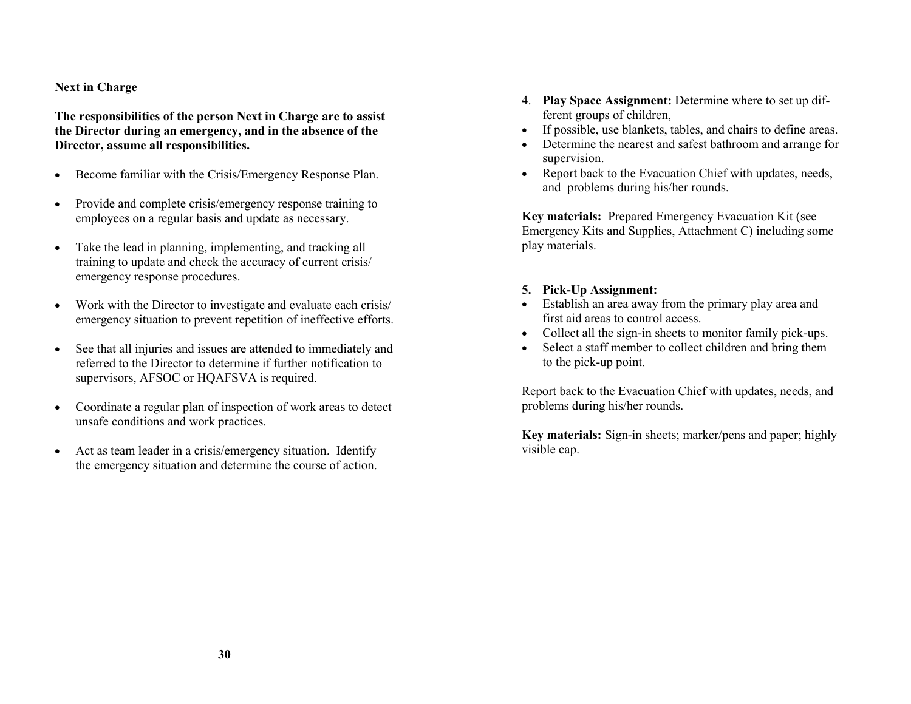**Next in Charge**

**The responsibilities of the person Next in Charge are to assist the Director during an emergency, and in the absence of the Director, assume all responsibilities.**

- Become familiar with the Crisis/Emergency Response Plan.
- Provide and complete crisis/emergency response training to employees on a regular basis and update as necessary.
- Take the lead in planning, implementing, and tracking all training to update and check the accuracy of current crisis/ emergency response procedures.
- Work with the Director to investigate and evaluate each crisis/ emergency situation to prevent repetition of ineffective efforts.
- See that all injuries and issues are attended to immediately and referred to the Director to determine if further notification to supervisors, AFSOC or HQAFSVA is required.
- Coordinate a regular plan of inspection of work areas to detect unsafe conditions and work practices.
- Act as team leader in a crisis/emergency situation. Identify the emergency situation and determine the course of action.

4. **Play Space Assignment:** Determine where to set up different groups of children,

- If possible, use blankets, tables, and chairs to define areas.
- Determine the nearest and safest bathroom and arrange for supervision.
- Report back to the Evacuation Chief with updates, needs, and problems during his/her rounds.

**Key materials:** Prepared Emergency Evacuation Kit (see Emergency Kits and Supplies, Attachment C) including some play materials.

**5. Pick-Up Assignment:**

- Establish an area away from the primary play area and first aid areas to control access.
- Collect all the sign-in sheets to monitor family pick-ups.
- Select a staff member to collect children and bring them to the pick-up point.

Report back to the Evacuation Chief with updates, needs, and problems during his/her rounds.

**Key materials:** Sign-in sheets; marker/pens and paper; highly visible cap.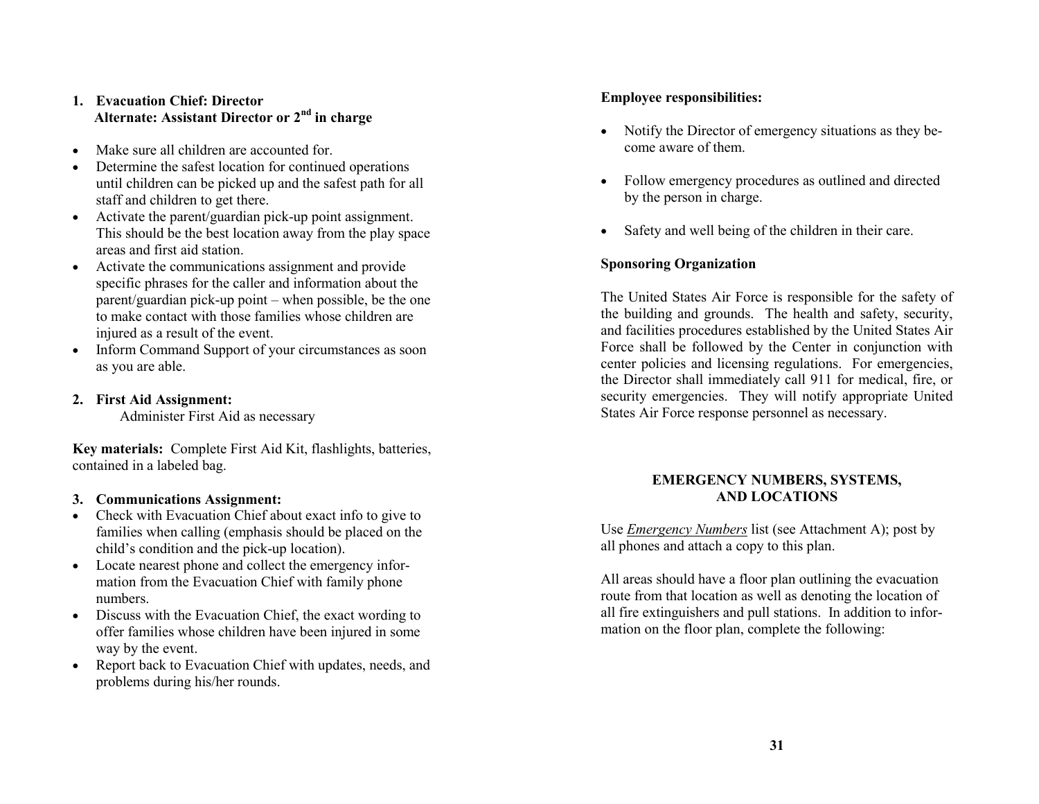1. **Evacuation Chief: Director**
   **Alternate: Assistant Director or 2nd in charge**

- Make sure all children are accounted for.
- Determine the safest location for continued operations until children can be picked up and the safest path for all staff and children to get there.
- Activate the parent/guardian pick-up point assignment. This should be the best location away from the play space areas and first aid station.
- Activate the communications assignment and provide specific phrases for the caller and information about the parent/guardian pick-up point – when possible, be the one to make contact with those families whose children are injured as a result of the event.
- Inform Command Support of your circumstances as soon as you are able.

2. **First Aid Assignment:**
   Administer First Aid as necessary

**Key materials:** Complete First Aid Kit, flashlights, batteries, contained in a labeled bag.

3. **Communications Assignment:**

- Check with Evacuation Chief about exact info to give to families when calling (emphasis should be placed on the child's condition and the pick-up location).
- Locate nearest phone and collect the emergency information from the Evacuation Chief with family phone numbers.
- Discuss with the Evacuation Chief, the exact wording to offer families whose children have been injured in some way by the event.
- Report back to Evacuation Chief with updates, needs, and problems during his/her rounds.

**Employee responsibilities:**

- Notify the Director of emergency situations as they become aware of them.
- Follow emergency procedures as outlined and directed by the person in charge.
- Safety and well being of the children in their care.

**Sponsoring Organization**

The United States Air Force is responsible for the safety of the building and grounds. The health and safety, security, and facilities procedures established by the United States Air Force shall be followed by the Center in conjunction with center policies and licensing regulations. For emergencies, the Director shall immediately call 911 for medical, fire, or security emergencies. They will notify appropriate United States Air Force response personnel as necessary.

## EMERGENCY NUMBERS, SYSTEMS, AND LOCATIONS

Use ***Emergency Numbers*** list (see Attachment A); post by all phones and attach a copy to this plan.

All areas should have a floor plan outlining the evacuation route from that location as well as denoting the location of all fire extinguishers and pull stations. In addition to information on the floor plan, complete the following: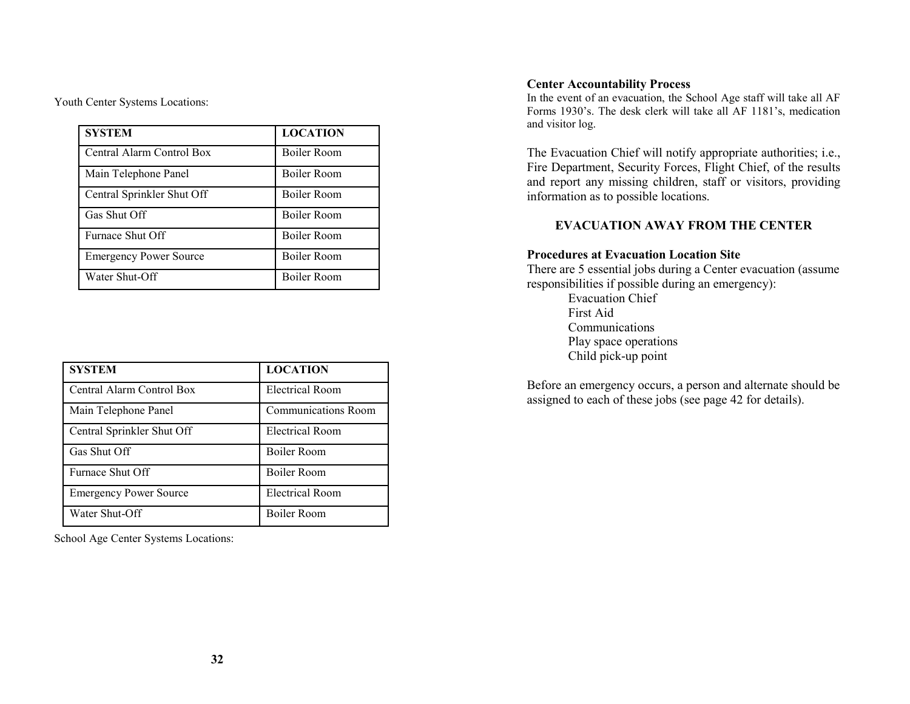Youth Center Systems Locations:

| SYSTEM | LOCATION |
|---|---|
| Central Alarm Control Box | Boiler Room |
| Main Telephone Panel | Boiler Room |
| Central Sprinkler Shut Off | Boiler Room |
| Gas Shut Off | Boiler Room |
| Furnace Shut Off | Boiler Room |
| Emergency Power Source | Boiler Room |
| Water Shut-Off | Boiler Room |

| SYSTEM | LOCATION |
|---|---|
| Central Alarm Control Box | Electrical Room |
| Main Telephone Panel | Communications Room |
| Central Sprinkler Shut Off | Electrical Room |
| Gas Shut Off | Boiler Room |
| Furnace Shut Off | Boiler Room |
| Emergency Power Source | Electrical Room |
| Water Shut-Off | Boiler Room |

School Age Center Systems Locations:

**Center Accountability Process**

In the event of an evacuation, the School Age staff will take all AF Forms 1930's. The desk clerk will take all AF 1181's, medication and visitor log.

The Evacuation Chief will notify appropriate authorities; i.e., Fire Department, Security Forces, Flight Chief, of the results and report any missing children, staff or visitors, providing information as to possible locations.

## EVACUATION AWAY FROM THE CENTER

**Procedures at Evacuation Location Site**

There are 5 essential jobs during a Center evacuation (assume responsibilities if possible during an emergency):

- Evacuation Chief
- First Aid
- Communications
- Play space operations
- Child pick-up point

Before an emergency occurs, a person and alternate should be assigned to each of these jobs (see page 42 for details).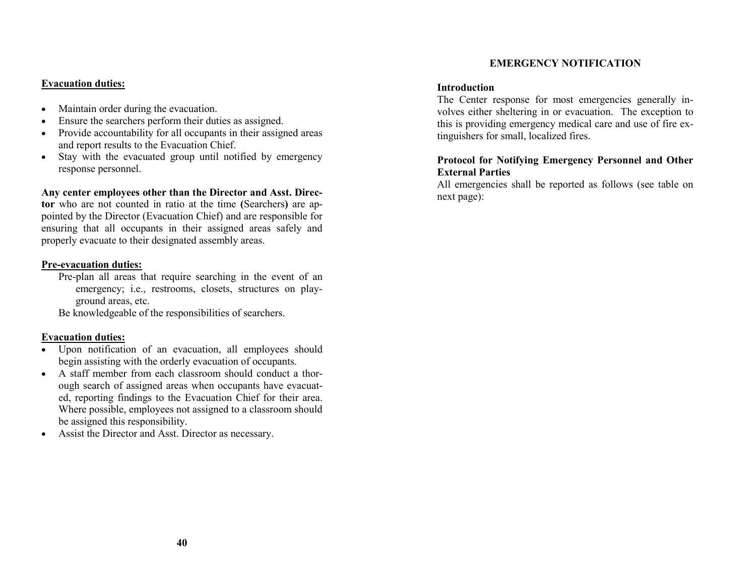**Evacuation duties:**

- Maintain order during the evacuation.
- Ensure the searchers perform their duties as assigned.
- Provide accountability for all occupants in their assigned areas and report results to the Evacuation Chief.
- Stay with the evacuated group until notified by emergency response personnel.

**Any center employees other than the Director and Asst. Director** who are not counted in ratio at the time **(**Searchers**)** are appointed by the Director (Evacuation Chief) and are responsible for ensuring that all occupants in their assigned areas safely and properly evacuate to their designated assembly areas.

**Pre-evacuation duties:**

Pre-plan all areas that require searching in the event of an emergency; i.e., restrooms, closets, structures on playground areas, etc.

Be knowledgeable of the responsibilities of searchers.

**Evacuation duties:**

- Upon notification of an evacuation, all employees should begin assisting with the orderly evacuation of occupants.
- A staff member from each classroom should conduct a thorough search of assigned areas when occupants have evacuated, reporting findings to the Evacuation Chief for their area. Where possible, employees not assigned to a classroom should be assigned this responsibility.
- Assist the Director and Asst. Director as necessary.

## EMERGENCY NOTIFICATION

**Introduction**

The Center response for most emergencies generally involves either sheltering in or evacuation. The exception to this is providing emergency medical care and use of fire extinguishers for small, localized fires.

**Protocol for Notifying Emergency Personnel and Other External Parties**

All emergencies shall be reported as follows (see table on next page):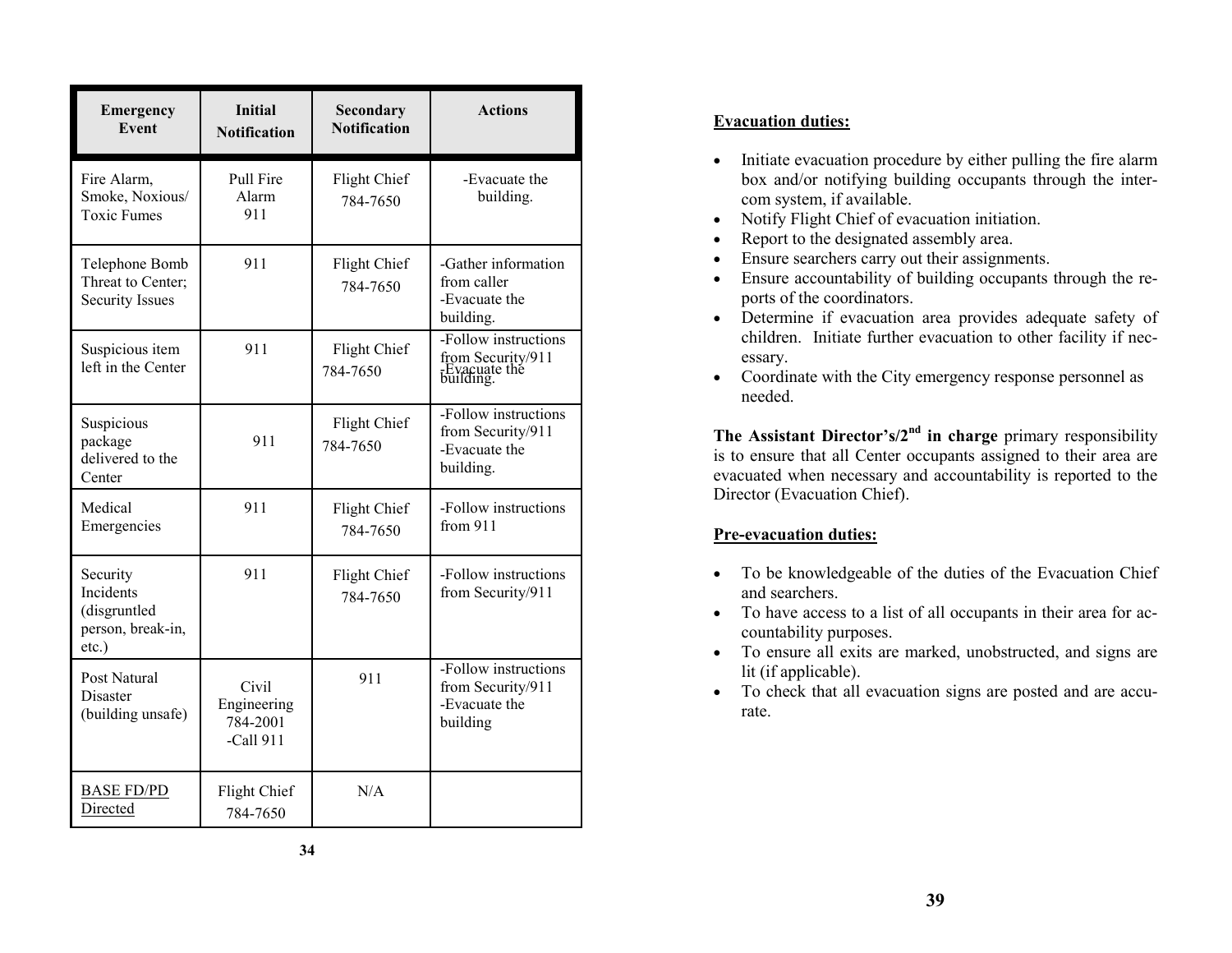| Emergency Event | Initial Notification | Secondary Notification | Actions |
|---|---|---|---|
| Fire Alarm, Smoke, Noxious/ Toxic Fumes | Pull Fire Alarm 911 | Flight Chief 784-7650 | -Evacuate the building. |
| Telephone Bomb Threat to Center; Security Issues | 911 | Flight Chief 784-7650 | -Gather information from caller -Evacuate the building. |
| Suspicious item left in the Center | 911 | Flight Chief 784-7650 | -Follow instructions from Security/911 -Evacuate the building. |
| Suspicious package delivered to the Center | 911 | Flight Chief 784-7650 | -Follow instructions from Security/911 -Evacuate the building. |
| Medical Emergencies | 911 | Flight Chief 784-7650 | -Follow instructions from 911 |
| Security Incidents (disgruntled person, break-in, etc.) | 911 | Flight Chief 784-7650 | -Follow instructions from Security/911 |
| Post Natural Disaster (building unsafe) | Civil Engineering 784-2001 -Call 911 | 911 | -Follow instructions from Security/911 -Evacuate the building |
| BASE FD/PD Directed | Flight Chief 784-7650 | N/A | |

**Evacuation duties:**

- Initiate evacuation procedure by either pulling the fire alarm box and/or notifying building occupants through the intercom system, if available.
- Notify Flight Chief of evacuation initiation.
- Report to the designated assembly area.
- Ensure searchers carry out their assignments.
- Ensure accountability of building occupants through the reports of the coordinators.
- Determine if evacuation area provides adequate safety of children. Initiate further evacuation to other facility if necessary.
- Coordinate with the City emergency response personnel as needed.

**The Assistant Director's/2nd in charge** primary responsibility is to ensure that all Center occupants assigned to their area are evacuated when necessary and accountability is reported to the Director (Evacuation Chief).

**Pre-evacuation duties:**

- To be knowledgeable of the duties of the Evacuation Chief and searchers.
- To have access to a list of all occupants in their area for accountability purposes.
- To ensure all exits are marked, unobstructed, and signs are lit (if applicable).
- To check that all evacuation signs are posted and are accurate.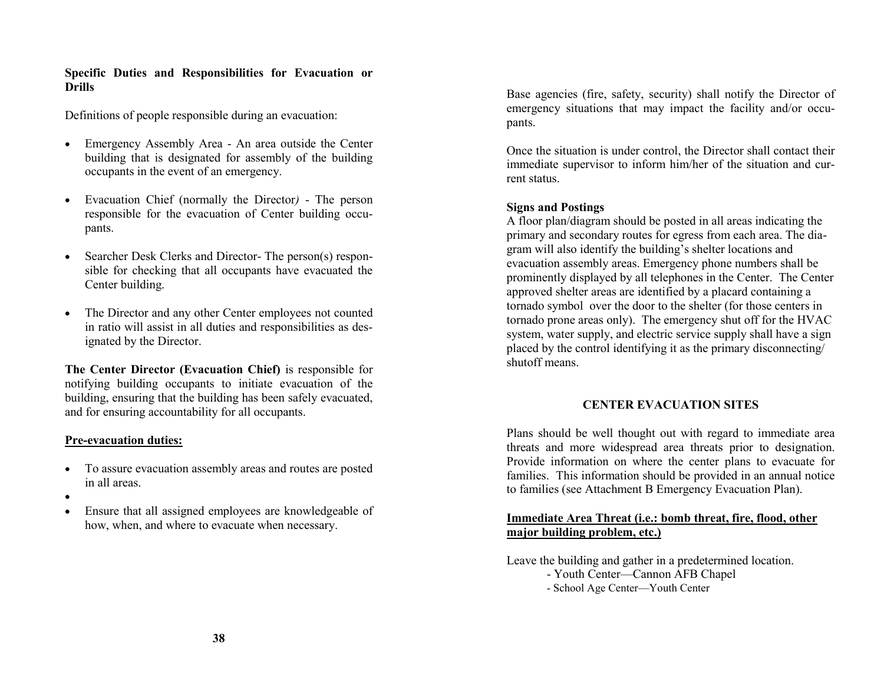**Specific Duties and Responsibilities for Evacuation or Drills**

Definitions of people responsible during an evacuation:

- Emergency Assembly Area - An area outside the Center building that is designated for assembly of the building occupants in the event of an emergency.
- Evacuation Chief (normally the Director*)* - The person responsible for the evacuation of Center building occupants.
- Searcher Desk Clerks and Director- The person(s) responsible for checking that all occupants have evacuated the Center building.
- The Director and any other Center employees not counted in ratio will assist in all duties and responsibilities as designated by the Director.

**The Center Director (Evacuation Chief)** is responsible for notifying building occupants to initiate evacuation of the building, ensuring that the building has been safely evacuated, and for ensuring accountability for all occupants.

**Pre-evacuation duties:**

- To assure evacuation assembly areas and routes are posted in all areas.
- 
- Ensure that all assigned employees are knowledgeable of how, when, and where to evacuate when necessary.

Base agencies (fire, safety, security) shall notify the Director of emergency situations that may impact the facility and/or occupants.

Once the situation is under control, the Director shall contact their immediate supervisor to inform him/her of the situation and current status.

**Signs and Postings**

A floor plan/diagram should be posted in all areas indicating the primary and secondary routes for egress from each area. The diagram will also identify the building's shelter locations and evacuation assembly areas. Emergency phone numbers shall be prominently displayed by all telephones in the Center. The Center approved shelter areas are identified by a placard containing a tornado symbol over the door to the shelter (for those centers in tornado prone areas only). The emergency shut off for the HVAC system, water supply, and electric service supply shall have a sign placed by the control identifying it as the primary disconnecting/shutoff means.

## CENTER EVACUATION SITES

Plans should be well thought out with regard to immediate area threats and more widespread area threats prior to designation. Provide information on where the center plans to evacuate for families. This information should be provided in an annual notice to families (see Attachment B Emergency Evacuation Plan).

**Immediate Area Threat (i.e.: bomb threat, fire, flood, other major building problem, etc.)**

Leave the building and gather in a predetermined location.

- Youth Center—Cannon AFB Chapel
- School Age Center—Youth Center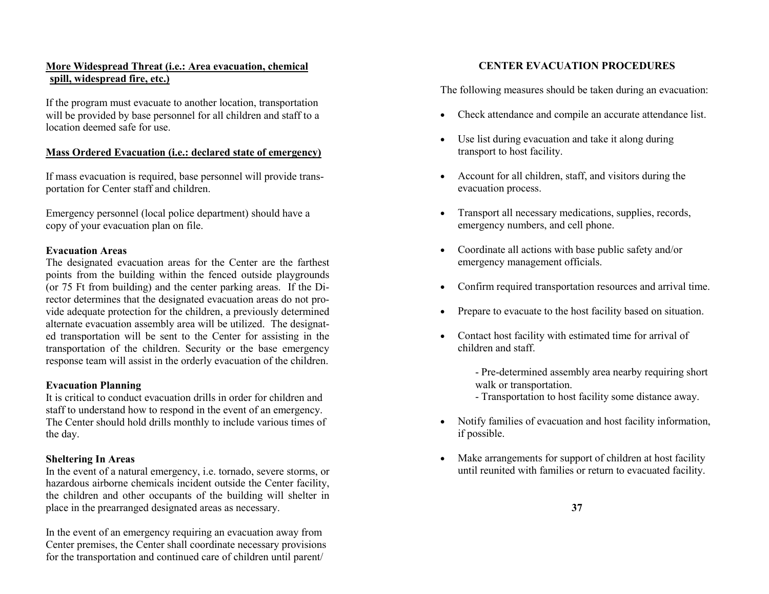**More Widespread Threat (i.e.: Area evacuation, chemical spill, widespread fire, etc.)**

If the program must evacuate to another location, transportation will be provided by base personnel for all children and staff to a location deemed safe for use.

**Mass Ordered Evacuation (i.e.: declared state of emergency)**

If mass evacuation is required, base personnel will provide transportation for Center staff and children.

Emergency personnel (local police department) should have a copy of your evacuation plan on file.

**Evacuation Areas**

The designated evacuation areas for the Center are the farthest points from the building within the fenced outside playgrounds (or 75 Ft from building) and the center parking areas. If the Director determines that the designated evacuation areas do not provide adequate protection for the children, a previously determined alternate evacuation assembly area will be utilized. The designated transportation will be sent to the Center for assisting in the transportation of the children. Security or the base emergency response team will assist in the orderly evacuation of the children.

**Evacuation Planning**

It is critical to conduct evacuation drills in order for children and staff to understand how to respond in the event of an emergency. The Center should hold drills monthly to include various times of the day.

**Sheltering In Areas**

In the event of a natural emergency, i.e. tornado, severe storms, or hazardous airborne chemicals incident outside the Center facility, the children and other occupants of the building will shelter in place in the prearranged designated areas as necessary.

In the event of an emergency requiring an evacuation away from Center premises, the Center shall coordinate necessary provisions for the transportation and continued care of children until parent/

**CENTER EVACUATION PROCEDURES**

The following measures should be taken during an evacuation:

- Check attendance and compile an accurate attendance list.
- Use list during evacuation and take it along during transport to host facility.
- Account for all children, staff, and visitors during the evacuation process.
- Transport all necessary medications, supplies, records, emergency numbers, and cell phone.
- Coordinate all actions with base public safety and/or emergency management officials.
- Confirm required transportation resources and arrival time.
- Prepare to evacuate to the host facility based on situation.
- Contact host facility with estimated time for arrival of children and staff.

  - Pre-determined assembly area nearby requiring short walk or transportation.
  - Transportation to host facility some distance away.

- Notify families of evacuation and host facility information, if possible.
- Make arrangements for support of children at host facility until reunited with families or return to evacuated facility.